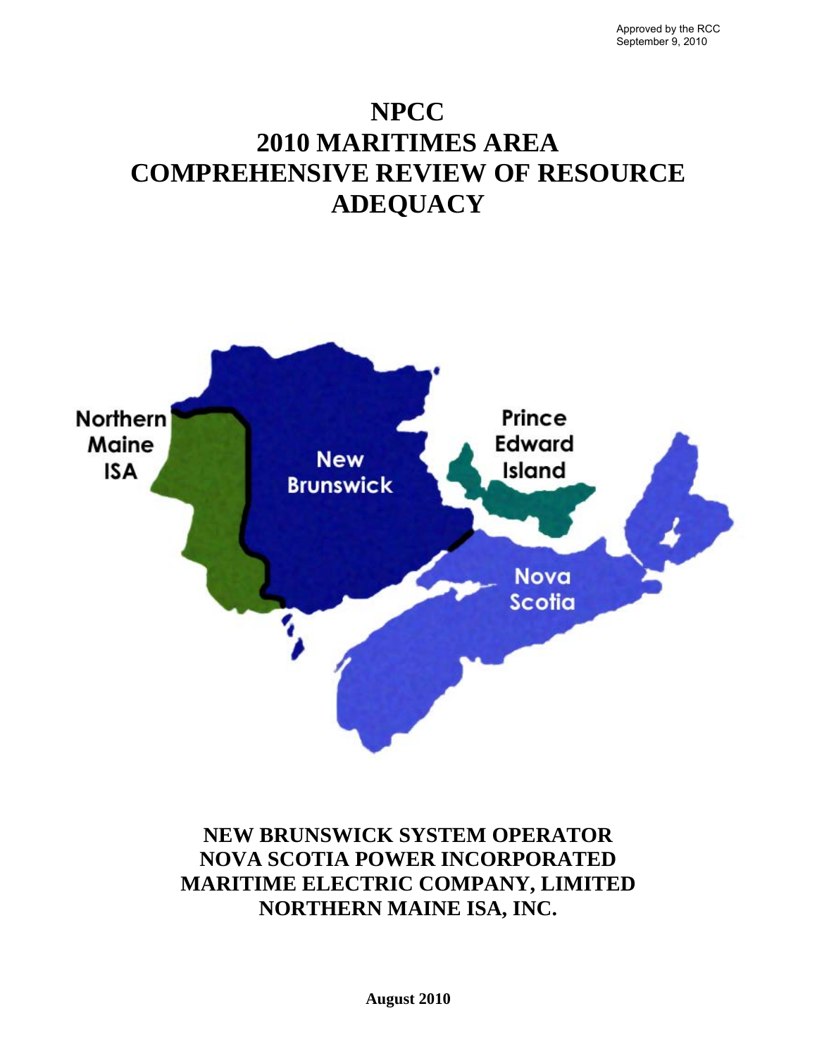Approved by the RCC
September 9, 2010

# NPCC
# 2010 MARITIMES AREA
# COMPREHENSIVE REVIEW OF RESOURCE ADEQUACY

Northern Maine ISA

New Brunswick

Prince Edward Island

Nova Scotia

**NEW BRUNSWICK SYSTEM OPERATOR**
**NOVA SCOTIA POWER INCORPORATED**
**MARITIME ELECTRIC COMPANY, LIMITED**
**NORTHERN MAINE ISA, INC.**

**August 2010**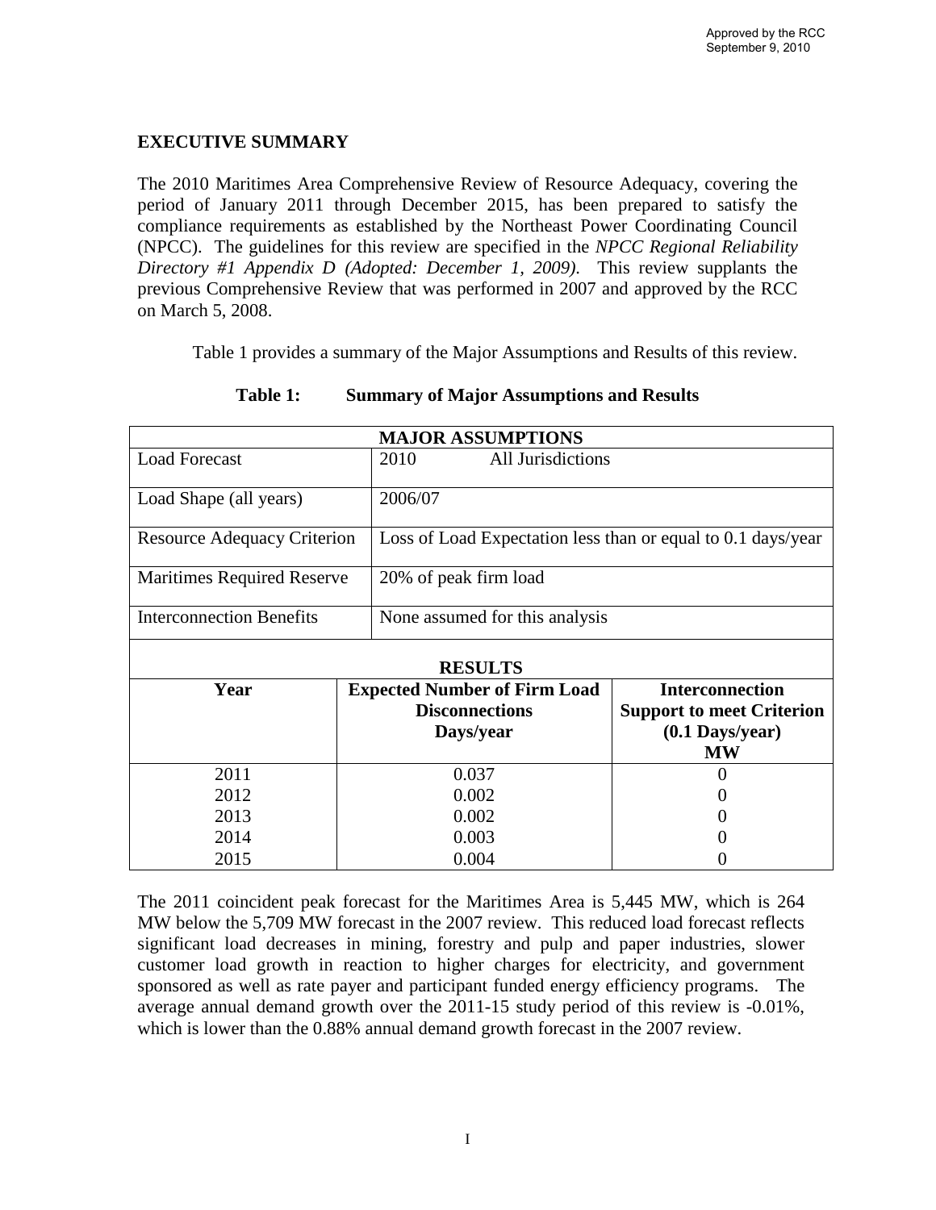Approved by the RCC
September 9, 2010

## EXECUTIVE SUMMARY

The 2010 Maritimes Area Comprehensive Review of Resource Adequacy, covering the period of January 2011 through December 2015, has been prepared to satisfy the compliance requirements as established by the Northeast Power Coordinating Council (NPCC). The guidelines for this review are specified in the *NPCC Regional Reliability Directory #1 Appendix D (Adopted: December 1, 2009).* This review supplants the previous Comprehensive Review that was performed in 2007 and approved by the RCC on March 5, 2008.

Table 1 provides a summary of the Major Assumptions and Results of this review.

**Table 1: Summary of Major Assumptions and Results**

| **MAJOR ASSUMPTIONS** | |
|---|---|
| Load Forecast | 2010 All Jurisdictions |
| Load Shape (all years) | 2006/07 |
| Resource Adequacy Criterion | Loss of Load Expectation less than or equal to 0.1 days/year |
| Maritimes Required Reserve | 20% of peak firm load |
| Interconnection Benefits | None assumed for this analysis |

**RESULTS**

| Year | Expected Number of Firm Load Disconnections Days/year | Interconnection Support to meet Criterion (0.1 Days/year) MW |
|---|---|---|
| 2011 | 0.037 | 0 |
| 2012 | 0.002 | 0 |
| 2013 | 0.002 | 0 |
| 2014 | 0.003 | 0 |
| 2015 | 0.004 | 0 |

The 2011 coincident peak forecast for the Maritimes Area is 5,445 MW, which is 264 MW below the 5,709 MW forecast in the 2007 review. This reduced load forecast reflects significant load decreases in mining, forestry and pulp and paper industries, slower customer load growth in reaction to higher charges for electricity, and government sponsored as well as rate payer and participant funded energy efficiency programs. The average annual demand growth over the 2011-15 study period of this review is -0.01%, which is lower than the 0.88% annual demand growth forecast in the 2007 review.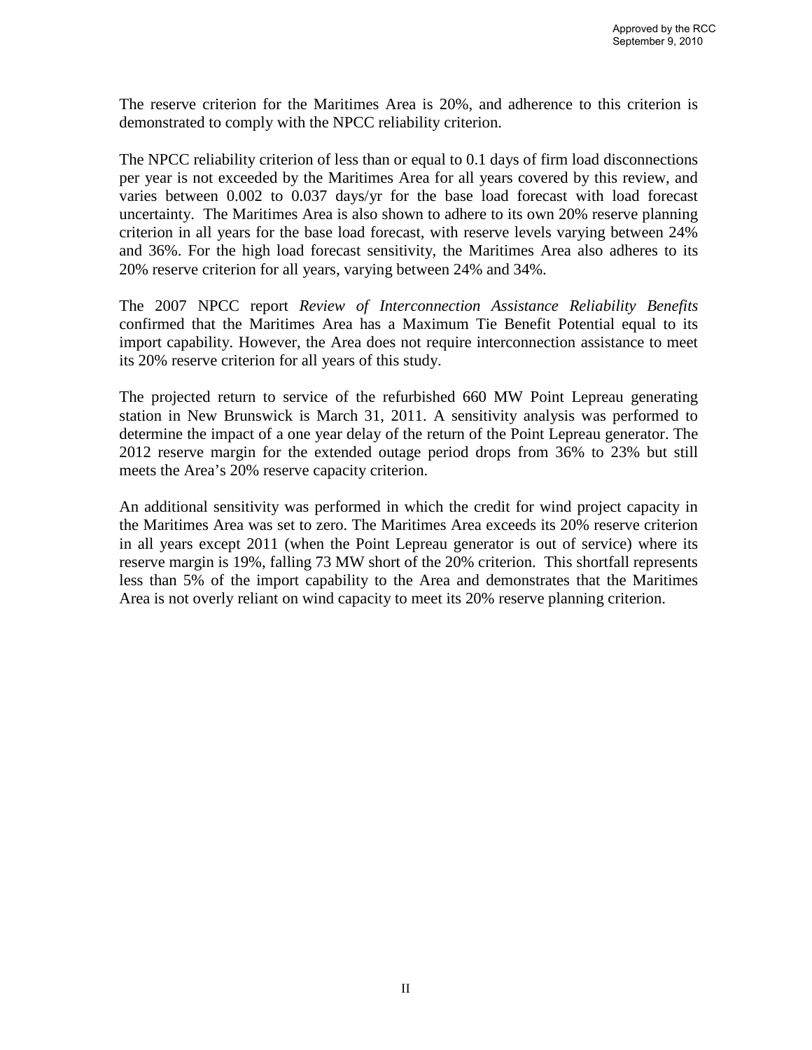The reserve criterion for the Maritimes Area is 20%, and adherence to this criterion is demonstrated to comply with the NPCC reliability criterion.

The NPCC reliability criterion of less than or equal to 0.1 days of firm load disconnections per year is not exceeded by the Maritimes Area for all years covered by this review, and varies between 0.002 to 0.037 days/yr for the base load forecast with load forecast uncertainty. The Maritimes Area is also shown to adhere to its own 20% reserve planning criterion in all years for the base load forecast, with reserve levels varying between 24% and 36%. For the high load forecast sensitivity, the Maritimes Area also adheres to its 20% reserve criterion for all years, varying between 24% and 34%.

The 2007 NPCC report *Review of Interconnection Assistance Reliability Benefits* confirmed that the Maritimes Area has a Maximum Tie Benefit Potential equal to its import capability. However, the Area does not require interconnection assistance to meet its 20% reserve criterion for all years of this study.

The projected return to service of the refurbished 660 MW Point Lepreau generating station in New Brunswick is March 31, 2011. A sensitivity analysis was performed to determine the impact of a one year delay of the return of the Point Lepreau generator. The 2012 reserve margin for the extended outage period drops from 36% to 23% but still meets the Area's 20% reserve capacity criterion.

An additional sensitivity was performed in which the credit for wind project capacity in the Maritimes Area was set to zero. The Maritimes Area exceeds its 20% reserve criterion in all years except 2011 (when the Point Lepreau generator is out of service) where its reserve margin is 19%, falling 73 MW short of the 20% criterion. This shortfall represents less than 5% of the import capability to the Area and demonstrates that the Maritimes Area is not overly reliant on wind capacity to meet its 20% reserve planning criterion.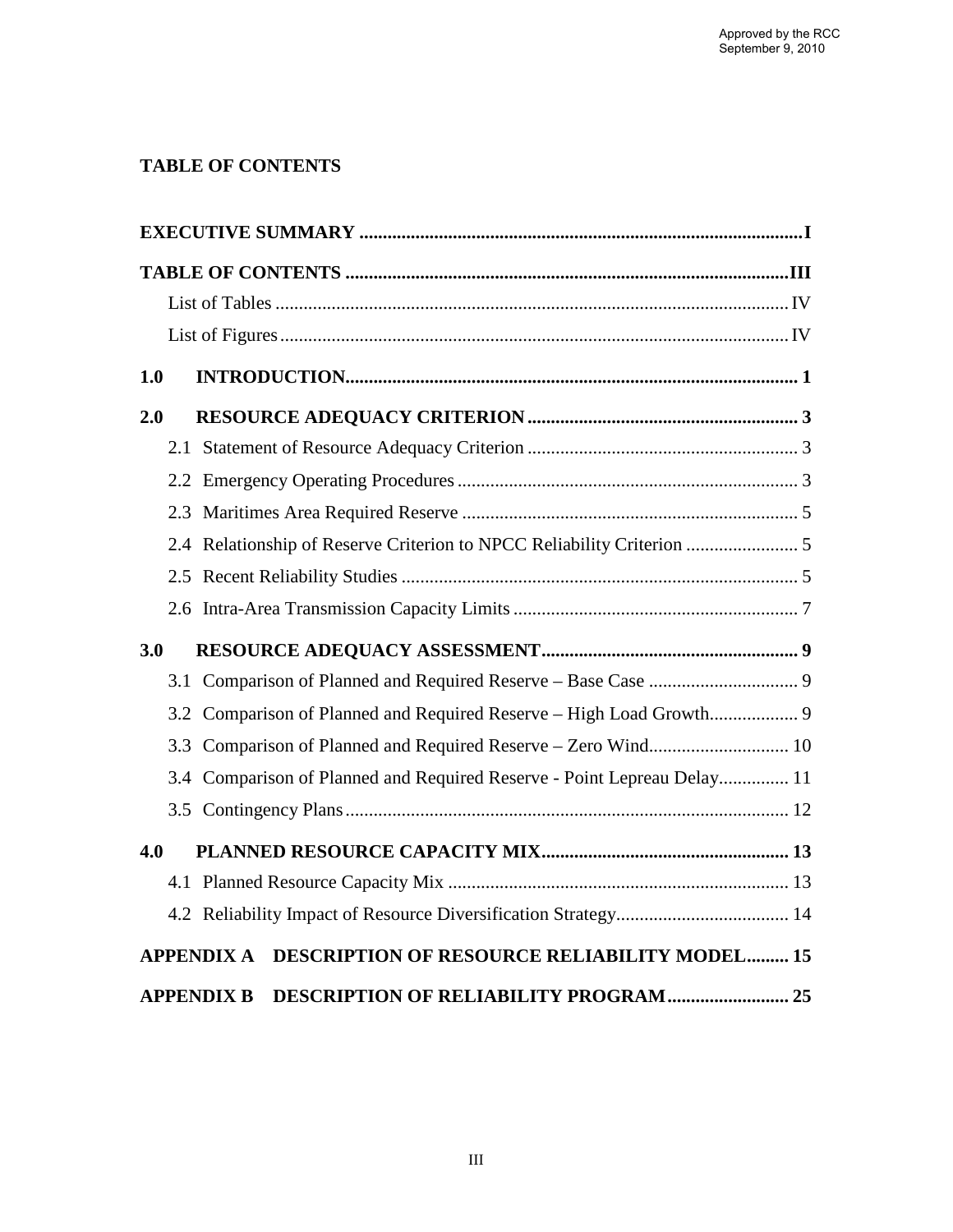## TABLE OF CONTENTS

**EXECUTIVE SUMMARY** .......... I

**TABLE OF CONTENTS** .......... III

- List of Tables .......... IV
- List of Figures .......... IV

**1.0 INTRODUCTION** .......... 1

**2.0 RESOURCE ADEQUACY CRITERION** .......... 3

- 2.1 Statement of Resource Adequacy Criterion .......... 3
- 2.2 Emergency Operating Procedures .......... 3
- 2.3 Maritimes Area Required Reserve .......... 5
- 2.4 Relationship of Reserve Criterion to NPCC Reliability Criterion .......... 5
- 2.5 Recent Reliability Studies .......... 5
- 2.6 Intra-Area Transmission Capacity Limits .......... 7

**3.0 RESOURCE ADEQUACY ASSESSMENT** .......... 9

- 3.1 Comparison of Planned and Required Reserve – Base Case .......... 9
- 3.2 Comparison of Planned and Required Reserve – High Load Growth .......... 9
- 3.3 Comparison of Planned and Required Reserve – Zero Wind .......... 10
- 3.4 Comparison of Planned and Required Reserve - Point Lepreau Delay .......... 11
- 3.5 Contingency Plans .......... 12

**4.0 PLANNED RESOURCE CAPACITY MIX** .......... 13

- 4.1 Planned Resource Capacity Mix .......... 13
- 4.2 Reliability Impact of Resource Diversification Strategy .......... 14

**APPENDIX A DESCRIPTION OF RESOURCE RELIABILITY MODEL** .......... 15

**APPENDIX B DESCRIPTION OF RELIABILITY PROGRAM** .......... 25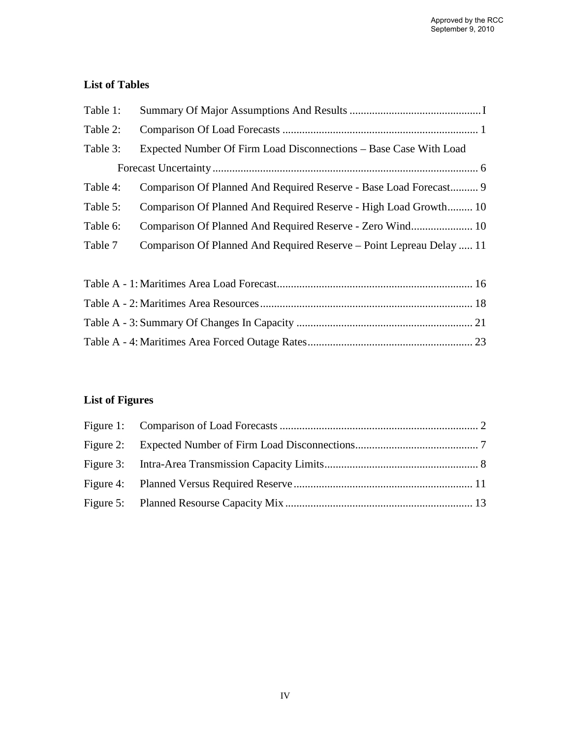## List of Tables

Table 1: Summary Of Major Assumptions And Results .......................................... I

Table 2: Comparison Of Load Forecasts .......................................... 1

Table 3: Expected Number Of Firm Load Disconnections – Base Case With Load Forecast Uncertainty .......................................... 6

Table 4: Comparison Of Planned And Required Reserve - Base Load Forecast.......... 9

Table 5: Comparison Of Planned And Required Reserve - High Load Growth......... 10

Table 6: Comparison Of Planned And Required Reserve - Zero Wind...................... 10

Table 7 Comparison Of Planned And Required Reserve – Point Lepreau Delay ..... 11

Table A - 1: Maritimes Area Load Forecast.......................................... 16

Table A - 2: Maritimes Area Resources.......................................... 18

Table A - 3: Summary Of Changes In Capacity .......................................... 21

Table A - 4: Maritimes Area Forced Outage Rates.......................................... 23

## List of Figures

Figure 1: Comparison of Load Forecasts .......................................... 2

Figure 2: Expected Number of Firm Load Disconnections.......................................... 7

Figure 3: Intra-Area Transmission Capacity Limits.......................................... 8

Figure 4: Planned Versus Required Reserve .......................................... 11

Figure 5: Planned Resourse Capacity Mix .......................................... 13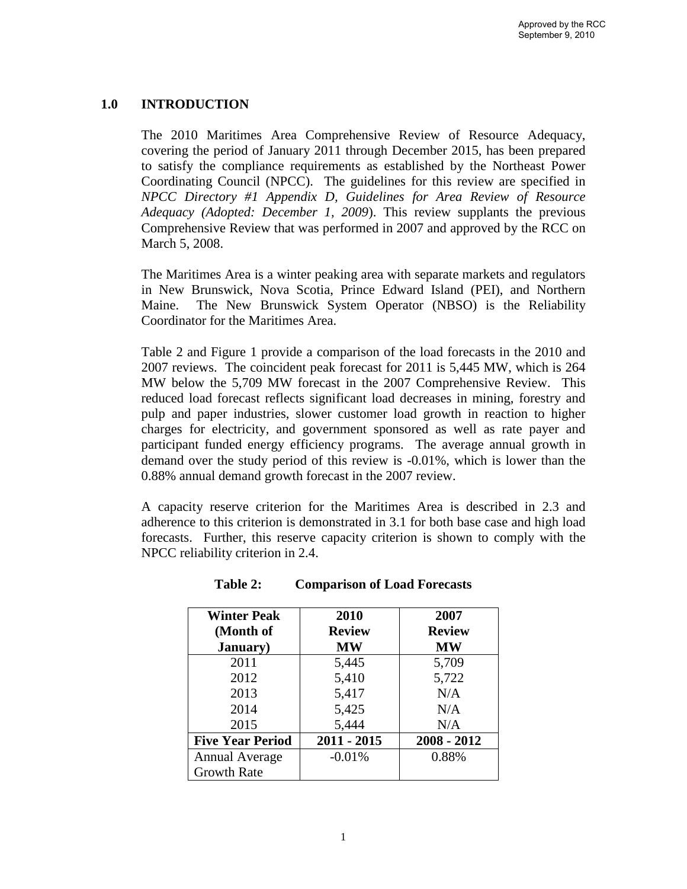## 1.0 INTRODUCTION

The 2010 Maritimes Area Comprehensive Review of Resource Adequacy, covering the period of January 2011 through December 2015, has been prepared to satisfy the compliance requirements as established by the Northeast Power Coordinating Council (NPCC). The guidelines for this review are specified in *NPCC Directory #1 Appendix D, Guidelines for Area Review of Resource Adequacy (Adopted: December 1, 2009)*. This review supplants the previous Comprehensive Review that was performed in 2007 and approved by the RCC on March 5, 2008.

The Maritimes Area is a winter peaking area with separate markets and regulators in New Brunswick, Nova Scotia, Prince Edward Island (PEI), and Northern Maine. The New Brunswick System Operator (NBSO) is the Reliability Coordinator for the Maritimes Area.

Table 2 and Figure 1 provide a comparison of the load forecasts in the 2010 and 2007 reviews. The coincident peak forecast for 2011 is 5,445 MW, which is 264 MW below the 5,709 MW forecast in the 2007 Comprehensive Review. This reduced load forecast reflects significant load decreases in mining, forestry and pulp and paper industries, slower customer load growth in reaction to higher charges for electricity, and government sponsored as well as rate payer and participant funded energy efficiency programs. The average annual growth in demand over the study period of this review is -0.01%, which is lower than the 0.88% annual demand growth forecast in the 2007 review.

A capacity reserve criterion for the Maritimes Area is described in 2.3 and adherence to this criterion is demonstrated in 3.1 for both base case and high load forecasts. Further, this reserve capacity criterion is shown to comply with the NPCC reliability criterion in 2.4.

**Table 2: Comparison of Load Forecasts**

| Winter Peak (Month of January) | 2010 Review MW | 2007 Review MW |
|---|---|---|
| 2011 | 5,445 | 5,709 |
| 2012 | 5,410 | 5,722 |
| 2013 | 5,417 | N/A |
| 2014 | 5,425 | N/A |
| 2015 | 5,444 | N/A |
| **Five Year Period** | **2011 - 2015** | **2008 - 2012** |
| Annual Average Growth Rate | -0.01% | 0.88% |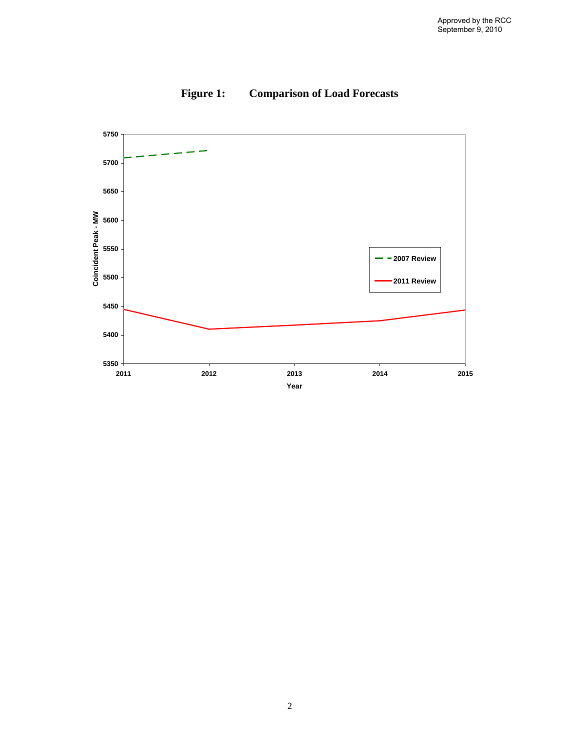**Figure 1: Comparison of Load Forecasts**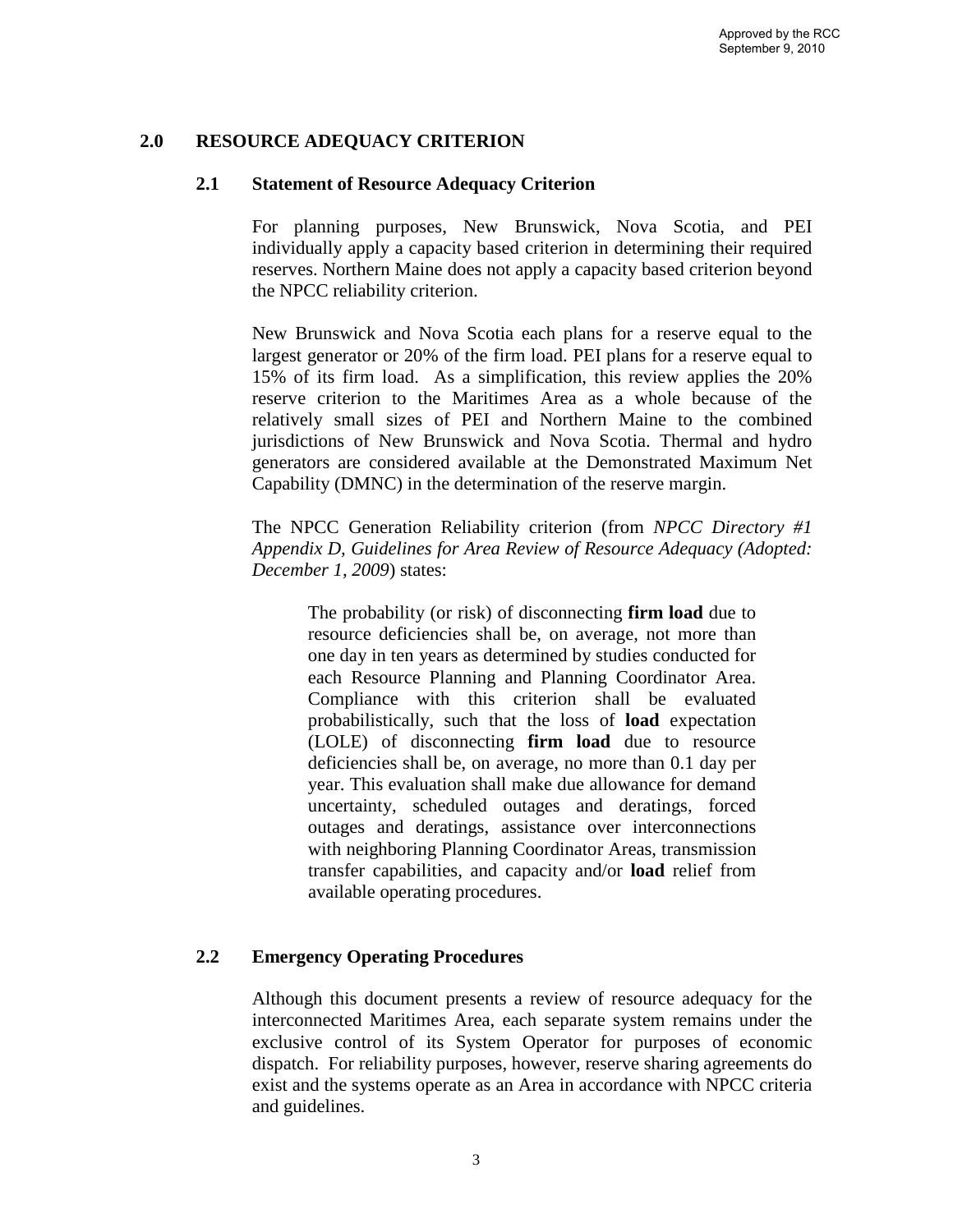## 2.0 RESOURCE ADEQUACY CRITERION

### 2.1 Statement of Resource Adequacy Criterion

For planning purposes, New Brunswick, Nova Scotia, and PEI individually apply a capacity based criterion in determining their required reserves. Northern Maine does not apply a capacity based criterion beyond the NPCC reliability criterion.

New Brunswick and Nova Scotia each plans for a reserve equal to the largest generator or 20% of the firm load. PEI plans for a reserve equal to 15% of its firm load. As a simplification, this review applies the 20% reserve criterion to the Maritimes Area as a whole because of the relatively small sizes of PEI and Northern Maine to the combined jurisdictions of New Brunswick and Nova Scotia. Thermal and hydro generators are considered available at the Demonstrated Maximum Net Capability (DMNC) in the determination of the reserve margin.

The NPCC Generation Reliability criterion (from *NPCC Directory #1 Appendix D, Guidelines for Area Review of Resource Adequacy (Adopted: December 1, 2009*) states:

> The probability (or risk) of disconnecting **firm load** due to resource deficiencies shall be, on average, not more than one day in ten years as determined by studies conducted for each Resource Planning and Planning Coordinator Area. Compliance with this criterion shall be evaluated probabilistically, such that the loss of **load** expectation (LOLE) of disconnecting **firm load** due to resource deficiencies shall be, on average, no more than 0.1 day per year. This evaluation shall make due allowance for demand uncertainty, scheduled outages and deratings, forced outages and deratings, assistance over interconnections with neighboring Planning Coordinator Areas, transmission transfer capabilities, and capacity and/or **load** relief from available operating procedures.

### 2.2 Emergency Operating Procedures

Although this document presents a review of resource adequacy for the interconnected Maritimes Area, each separate system remains under the exclusive control of its System Operator for purposes of economic dispatch. For reliability purposes, however, reserve sharing agreements do exist and the systems operate as an Area in accordance with NPCC criteria and guidelines.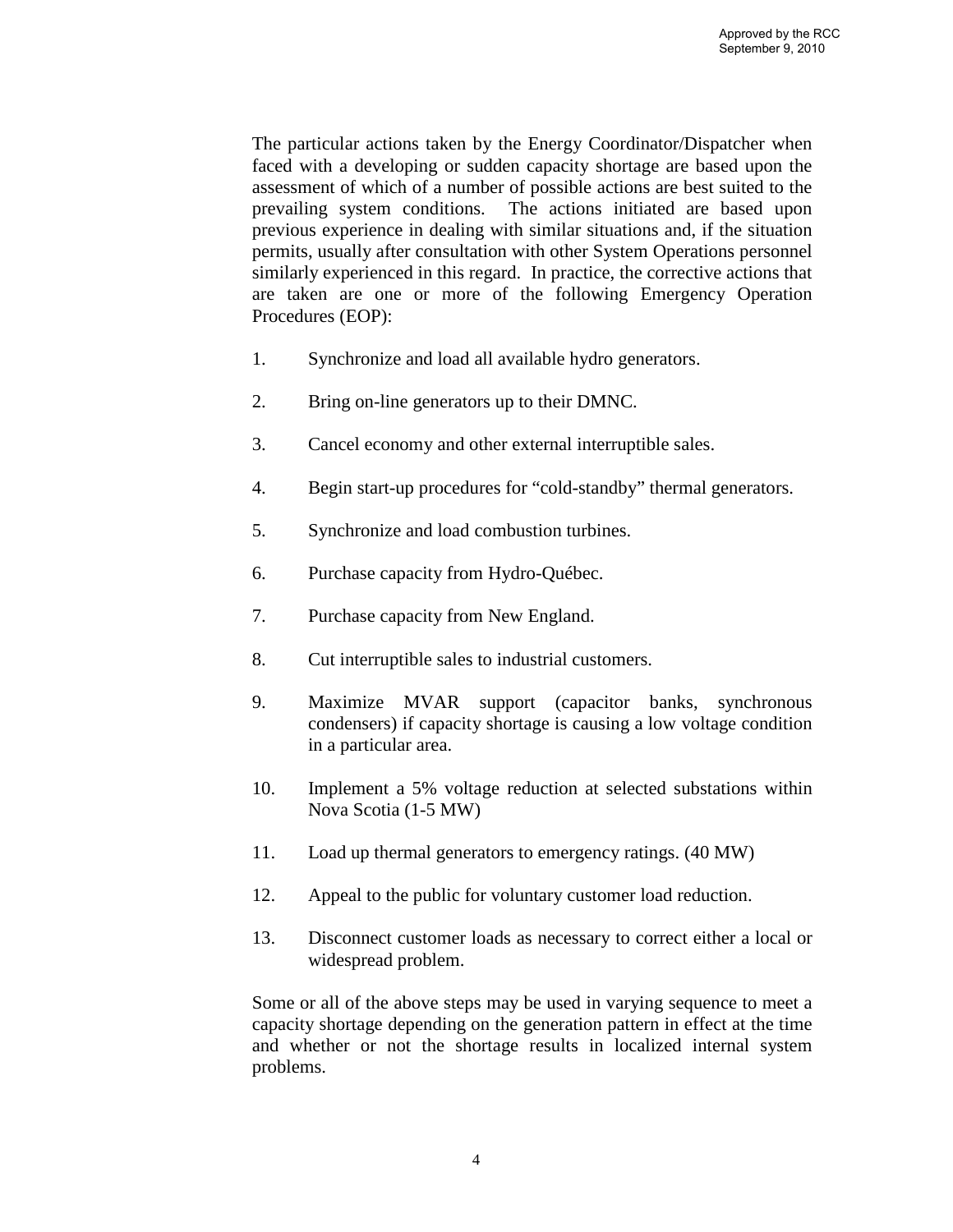The particular actions taken by the Energy Coordinator/Dispatcher when faced with a developing or sudden capacity shortage are based upon the assessment of which of a number of possible actions are best suited to the prevailing system conditions. The actions initiated are based upon previous experience in dealing with similar situations and, if the situation permits, usually after consultation with other System Operations personnel similarly experienced in this regard. In practice, the corrective actions that are taken are one or more of the following Emergency Operation Procedures (EOP):

1. Synchronize and load all available hydro generators.
2. Bring on-line generators up to their DMNC.
3. Cancel economy and other external interruptible sales.
4. Begin start-up procedures for "cold-standby" thermal generators.
5. Synchronize and load combustion turbines.
6. Purchase capacity from Hydro-Québec.
7. Purchase capacity from New England.
8. Cut interruptible sales to industrial customers.
9. Maximize MVAR support (capacitor banks, synchronous condensers) if capacity shortage is causing a low voltage condition in a particular area.
10. Implement a 5% voltage reduction at selected substations within Nova Scotia (1-5 MW)
11. Load up thermal generators to emergency ratings. (40 MW)
12. Appeal to the public for voluntary customer load reduction.
13. Disconnect customer loads as necessary to correct either a local or widespread problem.

Some or all of the above steps may be used in varying sequence to meet a capacity shortage depending on the generation pattern in effect at the time and whether or not the shortage results in localized internal system problems.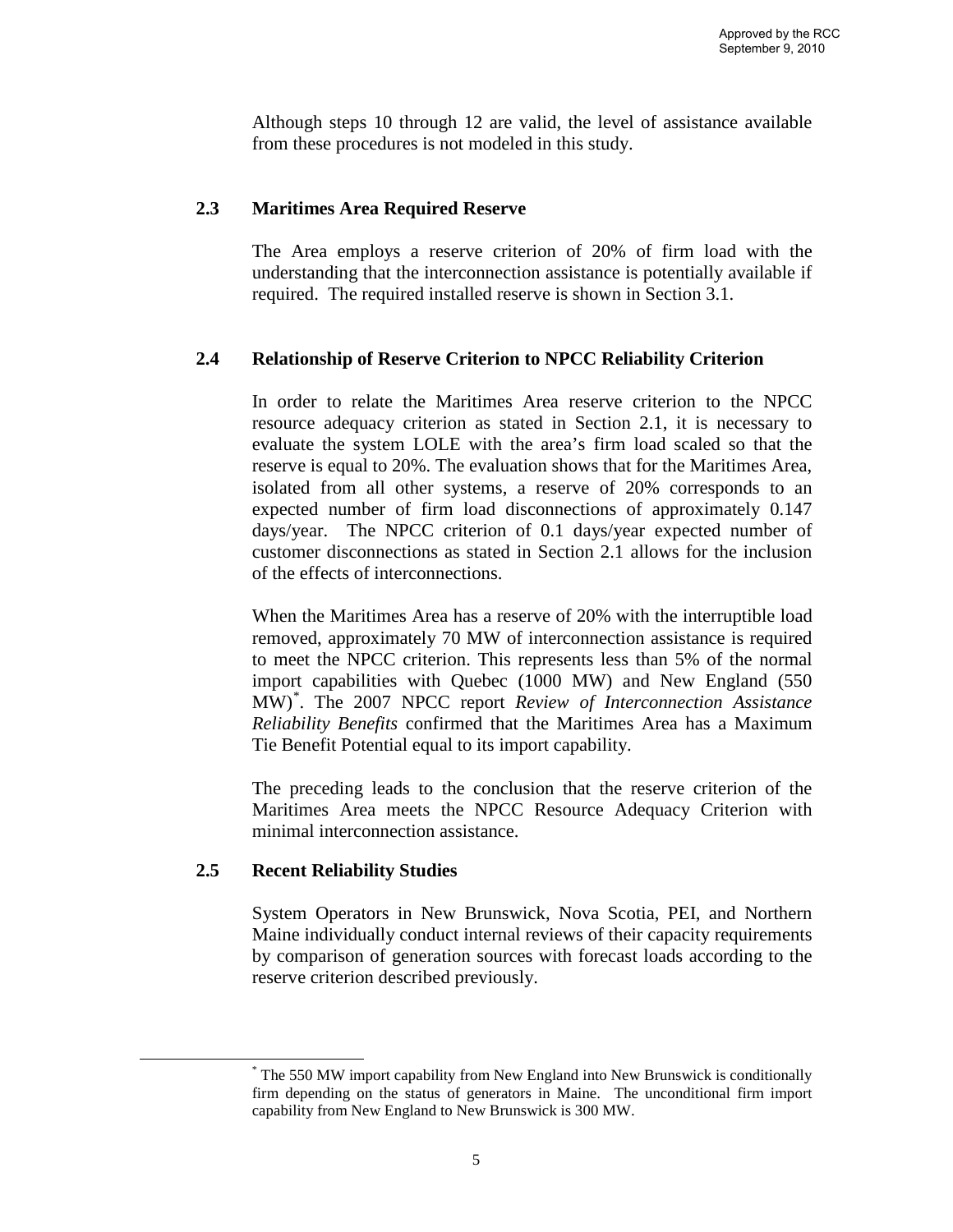Although steps 10 through 12 are valid, the level of assistance available from these procedures is not modeled in this study.

### 2.3 Maritimes Area Required Reserve

The Area employs a reserve criterion of 20% of firm load with the understanding that the interconnection assistance is potentially available if required. The required installed reserve is shown in Section 3.1.

### 2.4 Relationship of Reserve Criterion to NPCC Reliability Criterion

In order to relate the Maritimes Area reserve criterion to the NPCC resource adequacy criterion as stated in Section 2.1, it is necessary to evaluate the system LOLE with the area's firm load scaled so that the reserve is equal to 20%. The evaluation shows that for the Maritimes Area, isolated from all other systems, a reserve of 20% corresponds to an expected number of firm load disconnections of approximately 0.147 days/year. The NPCC criterion of 0.1 days/year expected number of customer disconnections as stated in Section 2.1 allows for the inclusion of the effects of interconnections.

When the Maritimes Area has a reserve of 20% with the interruptible load removed, approximately 70 MW of interconnection assistance is required to meet the NPCC criterion. This represents less than 5% of the normal import capabilities with Quebec (1000 MW) and New England (550 MW)[*]. The 2007 NPCC report *Review of Interconnection Assistance Reliability Benefits* confirmed that the Maritimes Area has a Maximum Tie Benefit Potential equal to its import capability.

The preceding leads to the conclusion that the reserve criterion of the Maritimes Area meets the NPCC Resource Adequacy Criterion with minimal interconnection assistance.

### 2.5 Recent Reliability Studies

System Operators in New Brunswick, Nova Scotia, PEI, and Northern Maine individually conduct internal reviews of their capacity requirements by comparison of generation sources with forecast loads according to the reserve criterion described previously.

---

[*] The 550 MW import capability from New England into New Brunswick is conditionally firm depending on the status of generators in Maine. The unconditional firm import capability from New England to New Brunswick is 300 MW.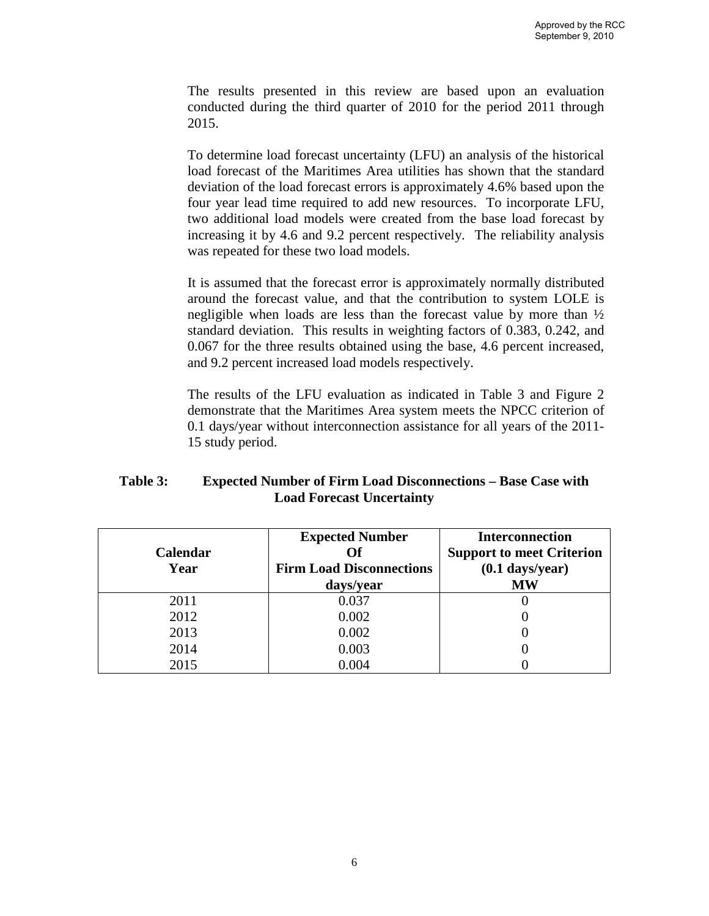The results presented in this review are based upon an evaluation conducted during the third quarter of 2010 for the period 2011 through 2015.

To determine load forecast uncertainty (LFU) an analysis of the historical load forecast of the Maritimes Area utilities has shown that the standard deviation of the load forecast errors is approximately 4.6% based upon the four year lead time required to add new resources. To incorporate LFU, two additional load models were created from the base load forecast by increasing it by 4.6 and 9.2 percent respectively. The reliability analysis was repeated for these two load models.

It is assumed that the forecast error is approximately normally distributed around the forecast value, and that the contribution to system LOLE is negligible when loads are less than the forecast value by more than ½ standard deviation. This results in weighting factors of 0.383, 0.242, and 0.067 for the three results obtained using the base, 4.6 percent increased, and 9.2 percent increased load models respectively.

The results of the LFU evaluation as indicated in Table 3 and Figure 2 demonstrate that the Maritimes Area system meets the NPCC criterion of 0.1 days/year without interconnection assistance for all years of the 2011-15 study period.

**Table 3: Expected Number of Firm Load Disconnections – Base Case with Load Forecast Uncertainty**

| Calendar Year | Expected Number Of Firm Load Disconnections days/year | Interconnection Support to meet Criterion (0.1 days/year) MW |
|---|---|---|
| 2011 | 0.037 | 0 |
| 2012 | 0.002 | 0 |
| 2013 | 0.002 | 0 |
| 2014 | 0.003 | 0 |
| 2015 | 0.004 | 0 |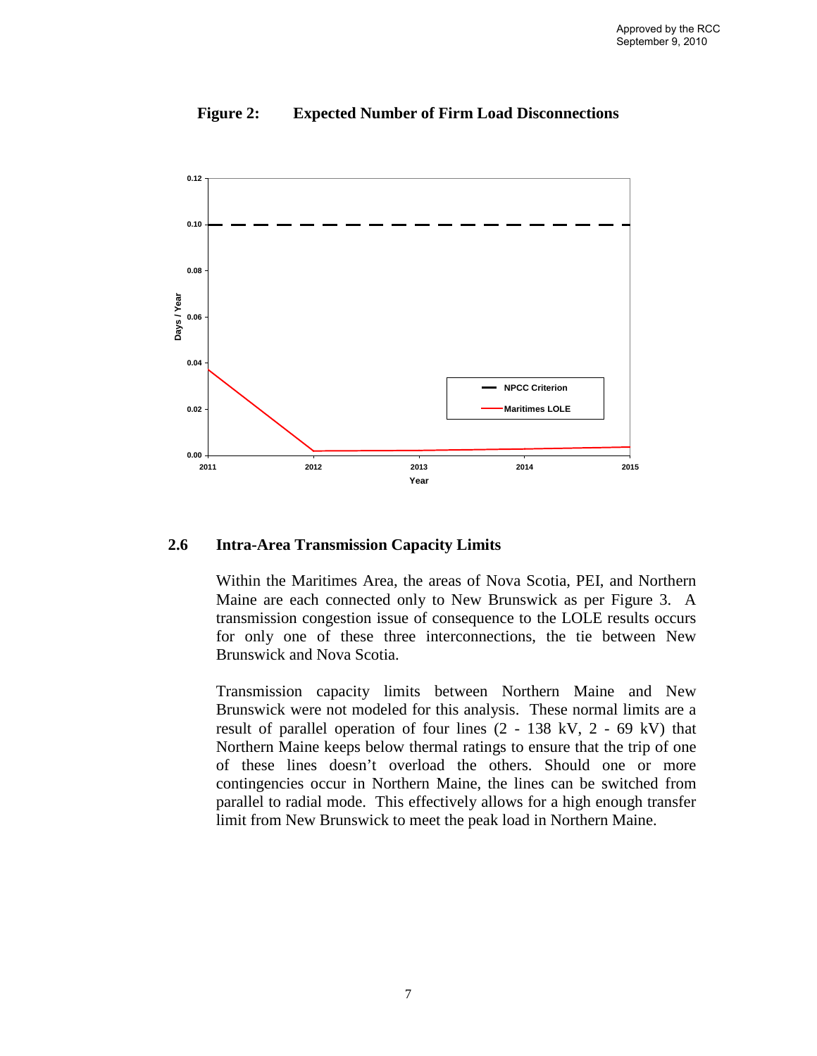Approved by the RCC
September 9, 2010

**Figure 2: Expected Number of Firm Load Disconnections**

### 2.6 Intra-Area Transmission Capacity Limits

Within the Maritimes Area, the areas of Nova Scotia, PEI, and Northern Maine are each connected only to New Brunswick as per Figure 3. A transmission congestion issue of consequence to the LOLE results occurs for only one of these three interconnections, the tie between New Brunswick and Nova Scotia.

Transmission capacity limits between Northern Maine and New Brunswick were not modeled for this analysis. These normal limits are a result of parallel operation of four lines (2 - 138 kV, 2 - 69 kV) that Northern Maine keeps below thermal ratings to ensure that the trip of one of these lines doesn't overload the others. Should one or more contingencies occur in Northern Maine, the lines can be switched from parallel to radial mode. This effectively allows for a high enough transfer limit from New Brunswick to meet the peak load in Northern Maine.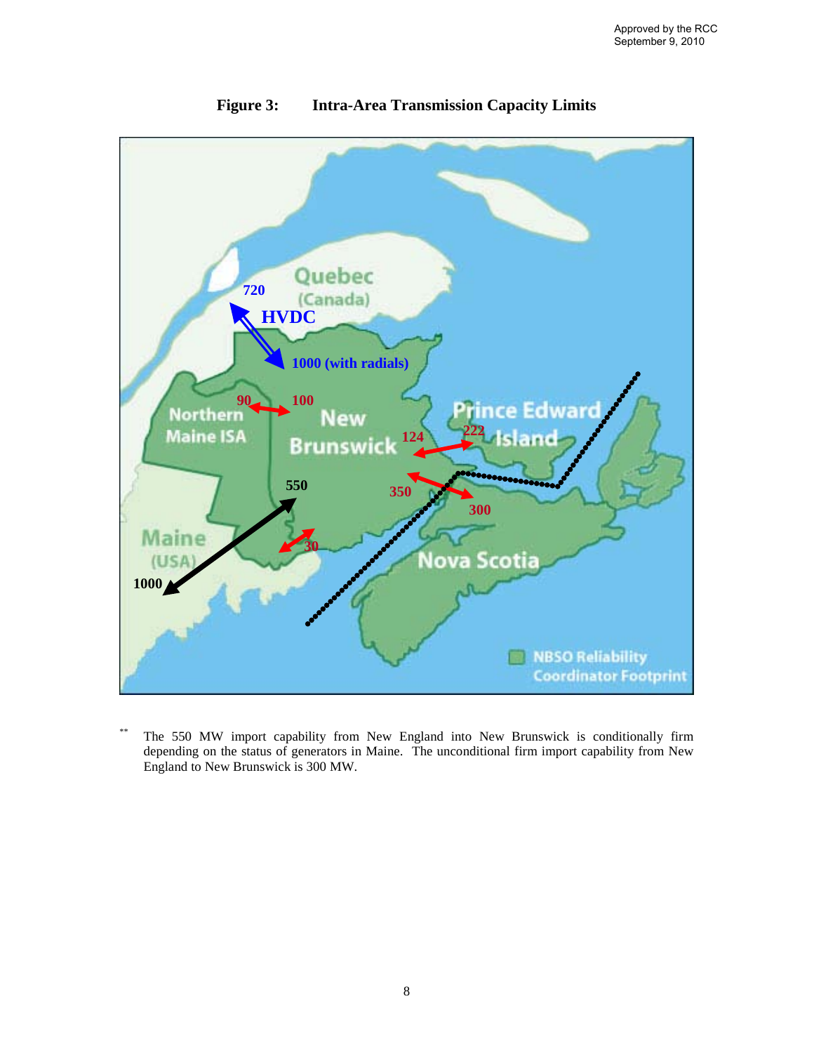**Figure 3: Intra-Area Transmission Capacity Limits**

** The 550 MW import capability from New England into New Brunswick is conditionally firm depending on the status of generators in Maine. The unconditional firm import capability from New England to New Brunswick is 300 MW.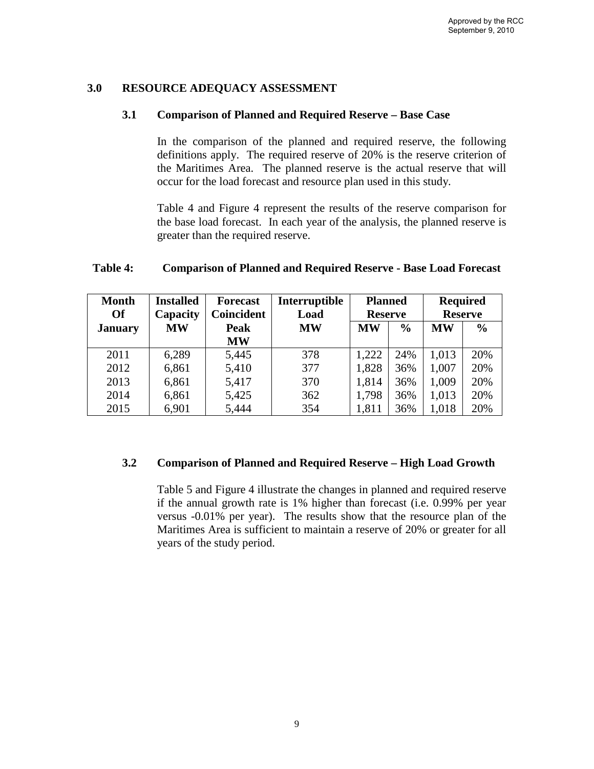## 3.0 RESOURCE ADEQUACY ASSESSMENT

### 3.1 Comparison of Planned and Required Reserve – Base Case

In the comparison of the planned and required reserve, the following definitions apply. The required reserve of 20% is the reserve criterion of the Maritimes Area. The planned reserve is the actual reserve that will occur for the load forecast and resource plan used in this study.

Table 4 and Figure 4 represent the results of the reserve comparison for the base load forecast. In each year of the analysis, the planned reserve is greater than the required reserve.

**Table 4: Comparison of Planned and Required Reserve - Base Load Forecast**

| Month Of January | Installed Capacity MW | Forecast Coincident Peak MW | Interruptible Load MW | Planned Reserve | | Required Reserve | |
|---|---|---|---|---|---|---|---|
| | | | | MW | % | MW | % |
| 2011 | 6,289 | 5,445 | 378 | 1,222 | 24% | 1,013 | 20% |
| 2012 | 6,861 | 5,410 | 377 | 1,828 | 36% | 1,007 | 20% |
| 2013 | 6,861 | 5,417 | 370 | 1,814 | 36% | 1,009 | 20% |
| 2014 | 6,861 | 5,425 | 362 | 1,798 | 36% | 1,013 | 20% |
| 2015 | 6,901 | 5,444 | 354 | 1,811 | 36% | 1,018 | 20% |

### 3.2 Comparison of Planned and Required Reserve – High Load Growth

Table 5 and Figure 4 illustrate the changes in planned and required reserve if the annual growth rate is 1% higher than forecast (i.e. 0.99% per year versus -0.01% per year). The results show that the resource plan of the Maritimes Area is sufficient to maintain a reserve of 20% or greater for all years of the study period.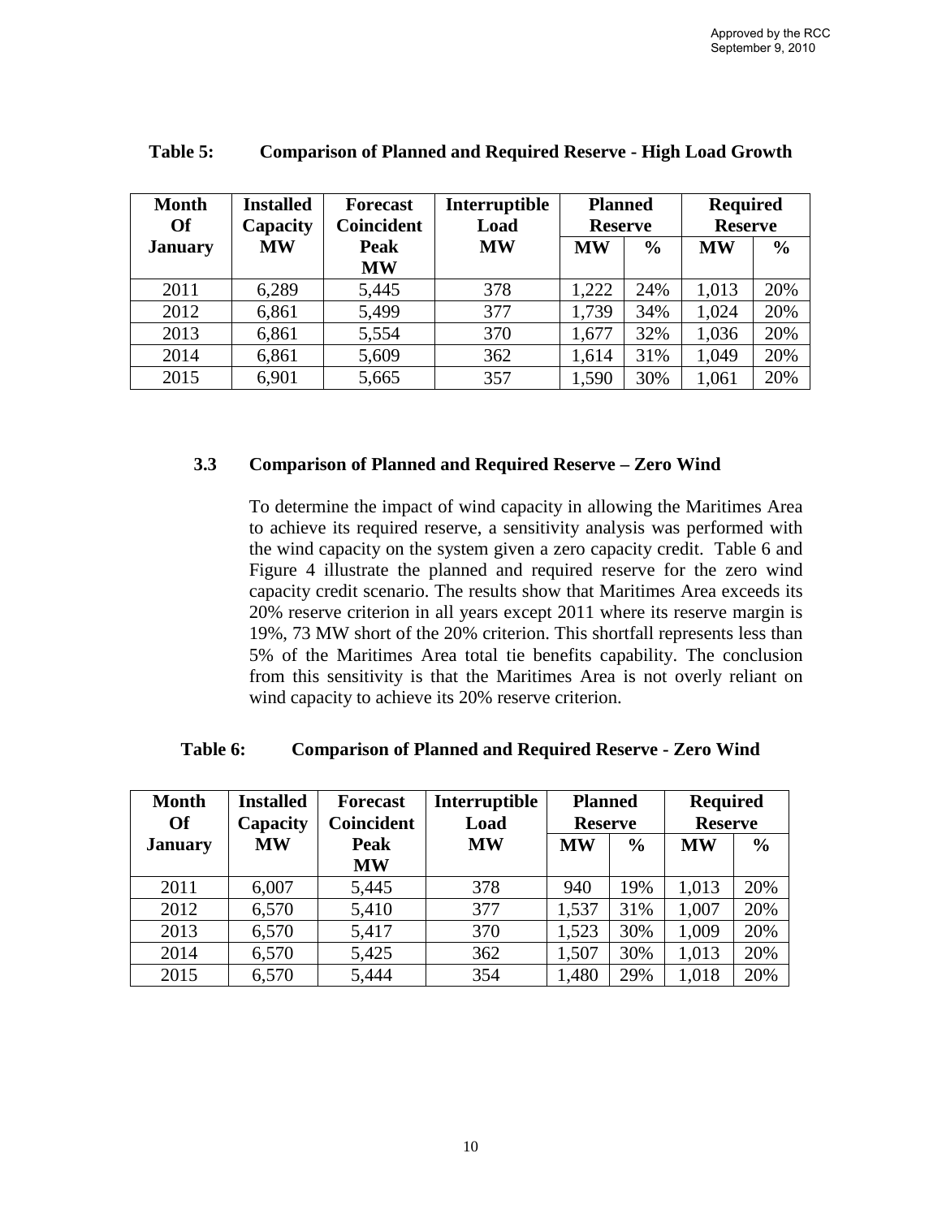**Table 5: Comparison of Planned and Required Reserve - High Load Growth**

| Month Of January | Installed Capacity MW | Forecast Coincident Peak MW | Interruptible Load MW | Planned Reserve | | Required Reserve | |
|---|---|---|---|---|---|---|---|
| | | | | MW | % | MW | % |
| 2011 | 6,289 | 5,445 | 378 | 1,222 | 24% | 1,013 | 20% |
| 2012 | 6,861 | 5,499 | 377 | 1,739 | 34% | 1,024 | 20% |
| 2013 | 6,861 | 5,554 | 370 | 1,677 | 32% | 1,036 | 20% |
| 2014 | 6,861 | 5,609 | 362 | 1,614 | 31% | 1,049 | 20% |
| 2015 | 6,901 | 5,665 | 357 | 1,590 | 30% | 1,061 | 20% |

### 3.3 Comparison of Planned and Required Reserve – Zero Wind

To determine the impact of wind capacity in allowing the Maritimes Area to achieve its required reserve, a sensitivity analysis was performed with the wind capacity on the system given a zero capacity credit. Table 6 and Figure 4 illustrate the planned and required reserve for the zero wind capacity credit scenario. The results show that Maritimes Area exceeds its 20% reserve criterion in all years except 2011 where its reserve margin is 19%, 73 MW short of the 20% criterion. This shortfall represents less than 5% of the Maritimes Area total tie benefits capability. The conclusion from this sensitivity is that the Maritimes Area is not overly reliant on wind capacity to achieve its 20% reserve criterion.

**Table 6: Comparison of Planned and Required Reserve - Zero Wind**

| Month Of January | Installed Capacity MW | Forecast Coincident Peak MW | Interruptible Load MW | Planned Reserve | | Required Reserve | |
|---|---|---|---|---|---|---|---|
| | | | | MW | % | MW | % |
| 2011 | 6,007 | 5,445 | 378 | 940 | 19% | 1,013 | 20% |
| 2012 | 6,570 | 5,410 | 377 | 1,537 | 31% | 1,007 | 20% |
| 2013 | 6,570 | 5,417 | 370 | 1,523 | 30% | 1,009 | 20% |
| 2014 | 6,570 | 5,425 | 362 | 1,507 | 30% | 1,013 | 20% |
| 2015 | 6,570 | 5,444 | 354 | 1,480 | 29% | 1,018 | 20% |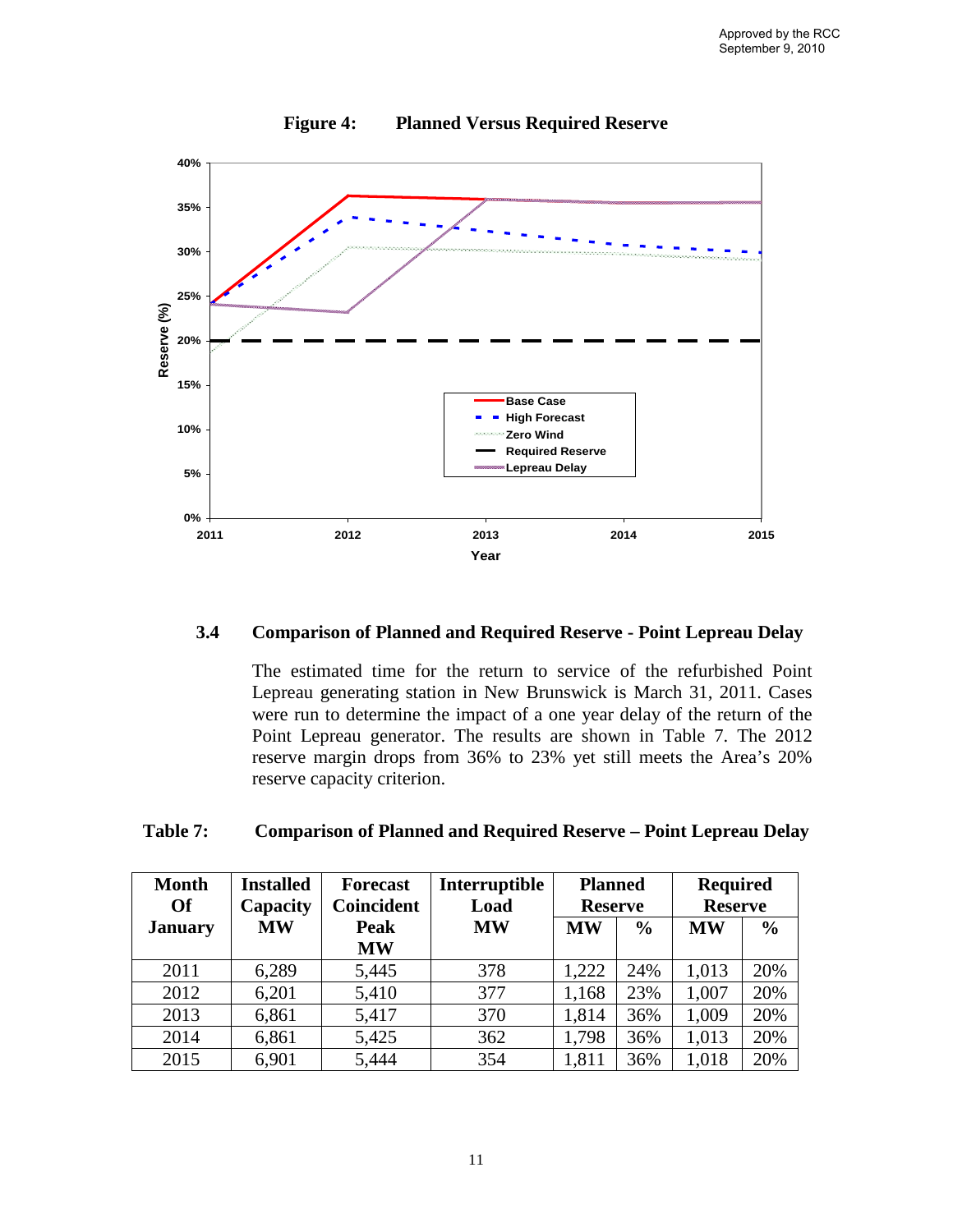**Figure 4: Planned Versus Required Reserve**

### 3.4 Comparison of Planned and Required Reserve - Point Lepreau Delay

The estimated time for the return to service of the refurbished Point Lepreau generating station in New Brunswick is March 31, 2011. Cases were run to determine the impact of a one year delay of the return of the Point Lepreau generator. The results are shown in Table 7. The 2012 reserve margin drops from 36% to 23% yet still meets the Area's 20% reserve capacity criterion.

**Table 7: Comparison of Planned and Required Reserve – Point Lepreau Delay**

| Month Of January | Installed Capacity MW | Forecast Coincident Peak MW | Interruptible Load MW | Planned Reserve | | Required Reserve | |
|---|---|---|---|---|---|---|---|
| | | | | MW | % | MW | % |
| 2011 | 6,289 | 5,445 | 378 | 1,222 | 24% | 1,013 | 20% |
| 2012 | 6,201 | 5,410 | 377 | 1,168 | 23% | 1,007 | 20% |
| 2013 | 6,861 | 5,417 | 370 | 1,814 | 36% | 1,009 | 20% |
| 2014 | 6,861 | 5,425 | 362 | 1,798 | 36% | 1,013 | 20% |
| 2015 | 6,901 | 5,444 | 354 | 1,811 | 36% | 1,018 | 20% |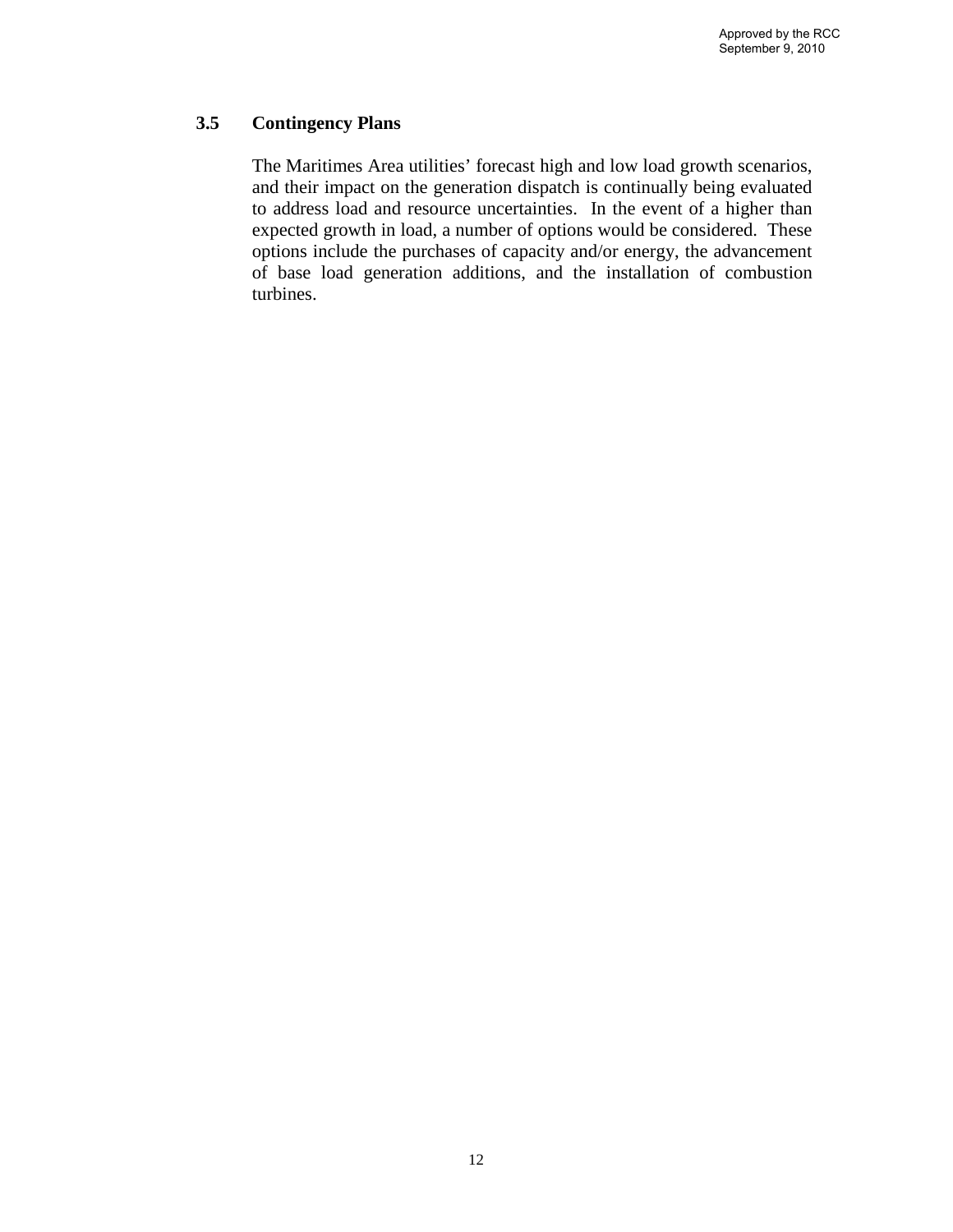### 3.5 Contingency Plans

The Maritimes Area utilities' forecast high and low load growth scenarios, and their impact on the generation dispatch is continually being evaluated to address load and resource uncertainties. In the event of a higher than expected growth in load, a number of options would be considered. These options include the purchases of capacity and/or energy, the advancement of base load generation additions, and the installation of combustion turbines.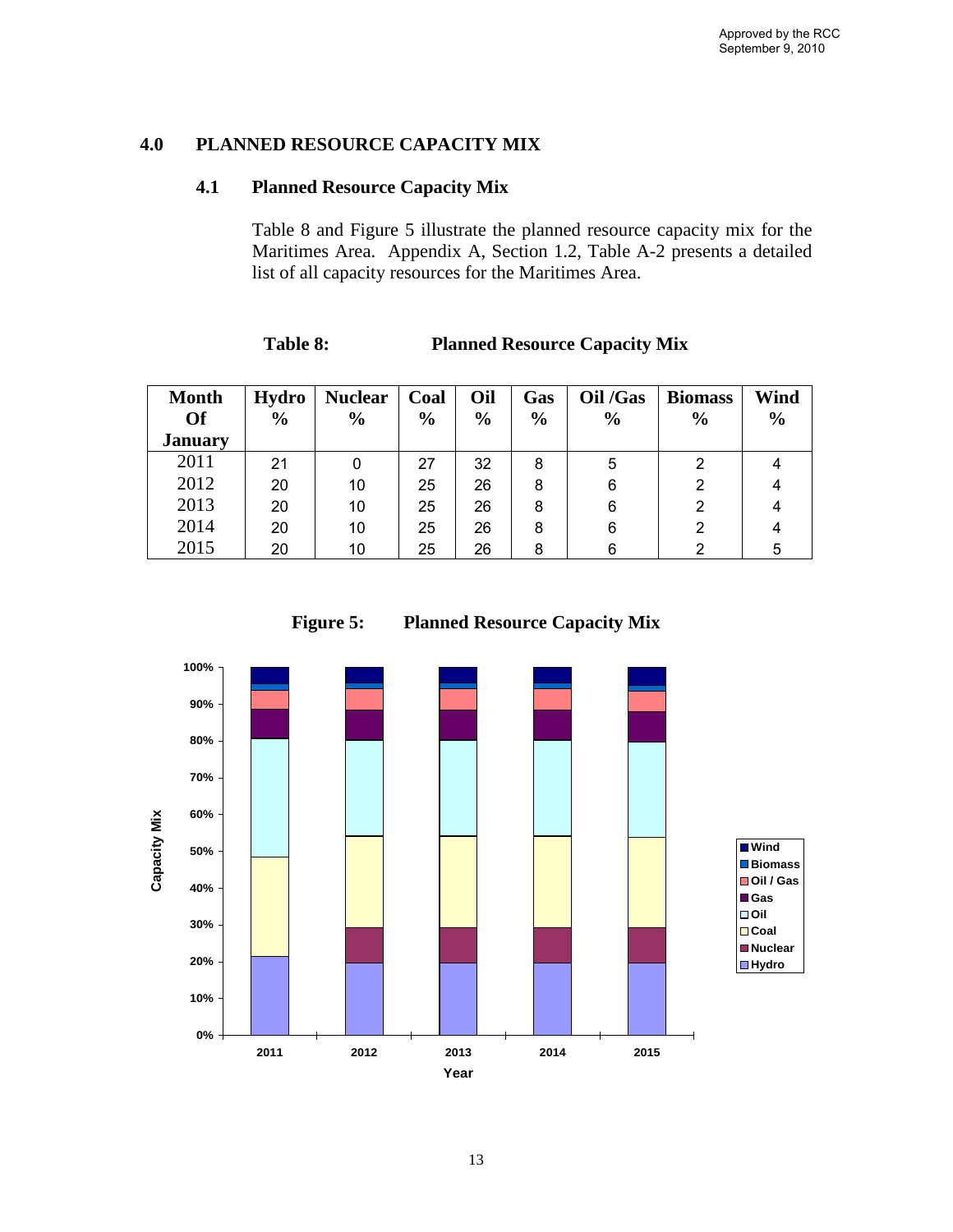## 4.0 PLANNED RESOURCE CAPACITY MIX

### 4.1 Planned Resource Capacity Mix

Table 8 and Figure 5 illustrate the planned resource capacity mix for the Maritimes Area. Appendix A, Section 1.2, Table A-2 presents a detailed list of all capacity resources for the Maritimes Area.

**Table 8: Planned Resource Capacity Mix**

| Month Of January | Hydro % | Nuclear % | Coal % | Oil % | Gas % | Oil /Gas % | Biomass % | Wind % |
|---|---|---|---|---|---|---|---|---|
| 2011 | 21 | 0 | 27 | 32 | 8 | 5 | 2 | 4 |
| 2012 | 20 | 10 | 25 | 26 | 8 | 6 | 2 | 4 |
| 2013 | 20 | 10 | 25 | 26 | 8 | 6 | 2 | 4 |
| 2014 | 20 | 10 | 25 | 26 | 8 | 6 | 2 | 4 |
| 2015 | 20 | 10 | 25 | 26 | 8 | 6 | 2 | 5 |

**Figure 5: Planned Resource Capacity Mix**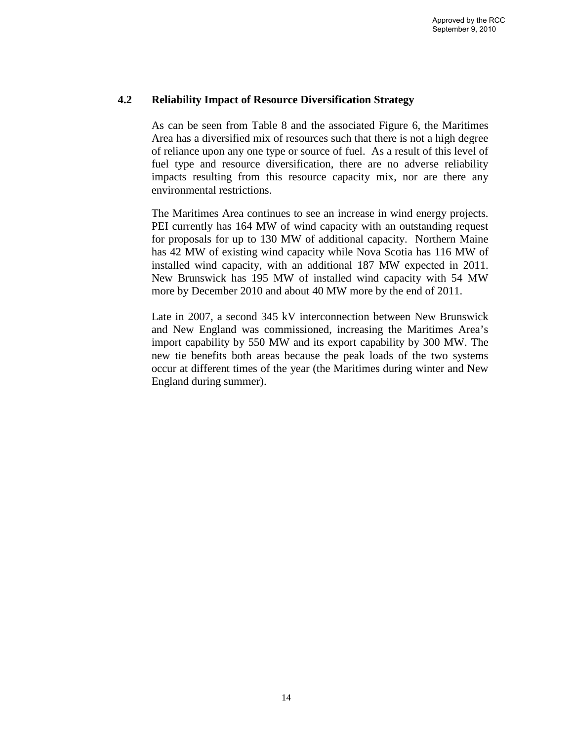## 4.2 Reliability Impact of Resource Diversification Strategy

As can be seen from Table 8 and the associated Figure 6, the Maritimes Area has a diversified mix of resources such that there is not a high degree of reliance upon any one type or source of fuel. As a result of this level of fuel type and resource diversification, there are no adverse reliability impacts resulting from this resource capacity mix, nor are there any environmental restrictions.

The Maritimes Area continues to see an increase in wind energy projects. PEI currently has 164 MW of wind capacity with an outstanding request for proposals for up to 130 MW of additional capacity. Northern Maine has 42 MW of existing wind capacity while Nova Scotia has 116 MW of installed wind capacity, with an additional 187 MW expected in 2011. New Brunswick has 195 MW of installed wind capacity with 54 MW more by December 2010 and about 40 MW more by the end of 2011.

Late in 2007, a second 345 kV interconnection between New Brunswick and New England was commissioned, increasing the Maritimes Area's import capability by 550 MW and its export capability by 300 MW. The new tie benefits both areas because the peak loads of the two systems occur at different times of the year (the Maritimes during winter and New England during summer).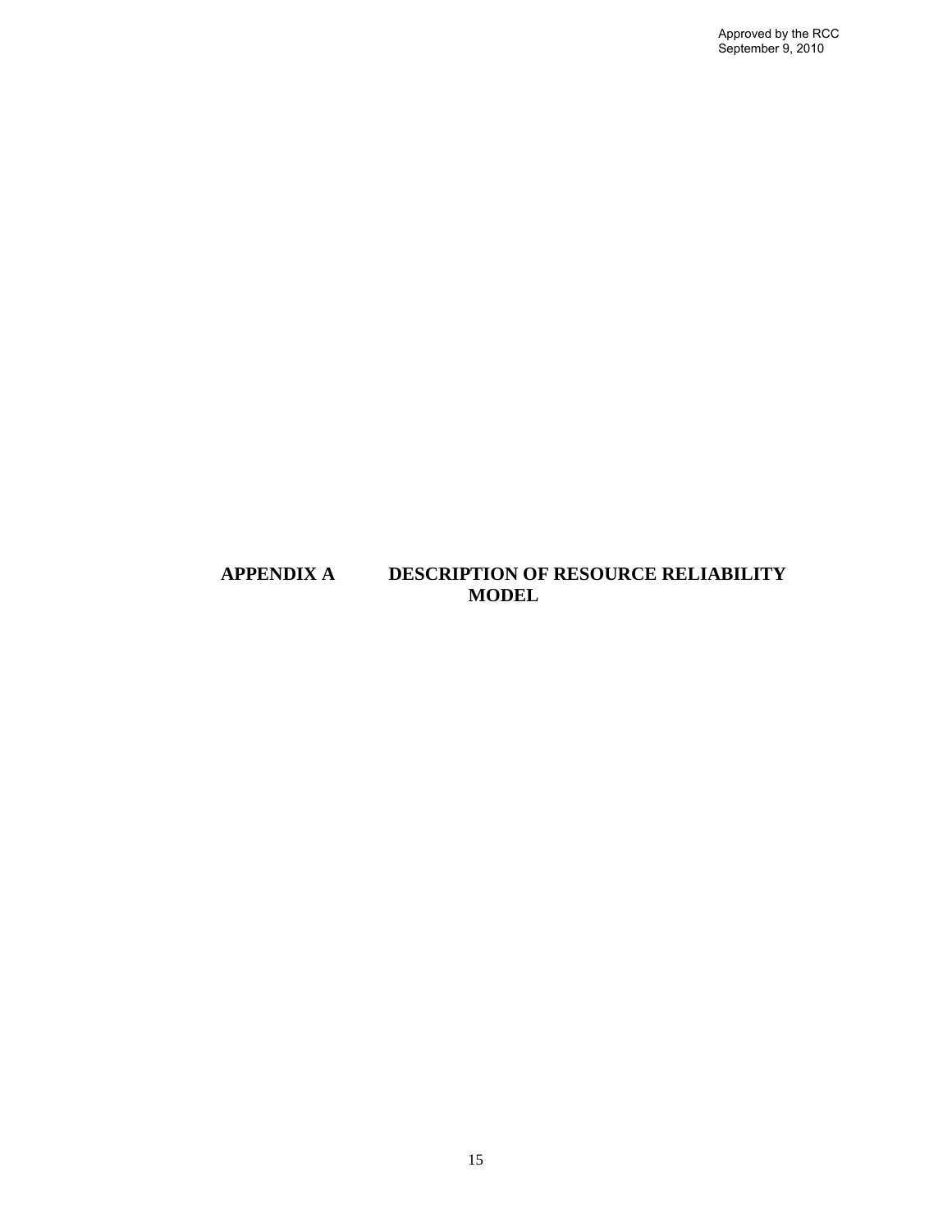# APPENDIX A DESCRIPTION OF RESOURCE RELIABILITY MODEL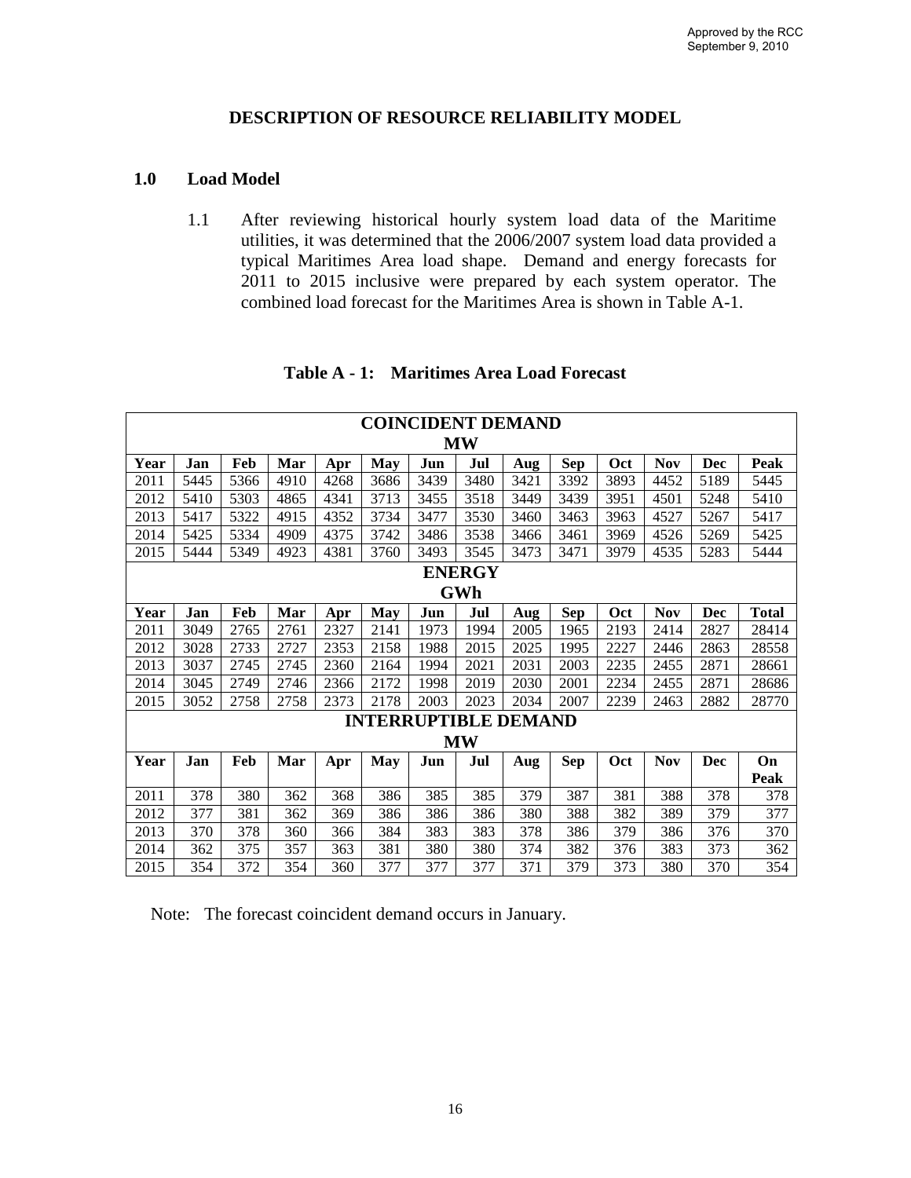Approved by the RCC
September 9, 2010

## DESCRIPTION OF RESOURCE RELIABILITY MODEL

### 1.0 Load Model

1.1 After reviewing historical hourly system load data of the Maritime utilities, it was determined that the 2006/2007 system load data provided a typical Maritimes Area load shape. Demand and energy forecasts for 2011 to 2015 inclusive were prepared by each system operator. The combined load forecast for the Maritimes Area is shown in Table A-1.

**Table A - 1: Maritimes Area Load Forecast**

| COINCIDENT DEMAND MW | | | | | | | | | | | | | |
|---|---|---|---|---|---|---|---|---|---|---|---|---|---|
| **Year** | **Jan** | **Feb** | **Mar** | **Apr** | **May** | **Jun** | **Jul** | **Aug** | **Sep** | **Oct** | **Nov** | **Dec** | **Peak** |
| 2011 | 5445 | 5366 | 4910 | 4268 | 3686 | 3439 | 3480 | 3421 | 3392 | 3893 | 4452 | 5189 | 5445 |
| 2012 | 5410 | 5303 | 4865 | 4341 | 3713 | 3455 | 3518 | 3449 | 3439 | 3951 | 4501 | 5248 | 5410 |
| 2013 | 5417 | 5322 | 4915 | 4352 | 3734 | 3477 | 3530 | 3460 | 3463 | 3963 | 4527 | 5267 | 5417 |
| 2014 | 5425 | 5334 | 4909 | 4375 | 3742 | 3486 | 3538 | 3466 | 3461 | 3969 | 4526 | 5269 | 5425 |
| 2015 | 5444 | 5349 | 4923 | 4381 | 3760 | 3493 | 3545 | 3473 | 3471 | 3979 | 4535 | 5283 | 5444 |
| **ENERGY GWh** | | | | | | | | | | | | | |
| **Year** | **Jan** | **Feb** | **Mar** | **Apr** | **May** | **Jun** | **Jul** | **Aug** | **Sep** | **Oct** | **Nov** | **Dec** | **Total** |
| 2011 | 3049 | 2765 | 2761 | 2327 | 2141 | 1973 | 1994 | 2005 | 1965 | 2193 | 2414 | 2827 | 28414 |
| 2012 | 3028 | 2733 | 2727 | 2353 | 2158 | 1988 | 2015 | 2025 | 1995 | 2227 | 2446 | 2863 | 28558 |
| 2013 | 3037 | 2745 | 2745 | 2360 | 2164 | 1994 | 2021 | 2031 | 2003 | 2235 | 2455 | 2871 | 28661 |
| 2014 | 3045 | 2749 | 2746 | 2366 | 2172 | 1998 | 2019 | 2030 | 2001 | 2234 | 2455 | 2871 | 28686 |
| 2015 | 3052 | 2758 | 2758 | 2373 | 2178 | 2003 | 2023 | 2034 | 2007 | 2239 | 2463 | 2882 | 28770 |
| **INTERRUPTIBLE DEMAND MW** | | | | | | | | | | | | | |
| **Year** | **Jan** | **Feb** | **Mar** | **Apr** | **May** | **Jun** | **Jul** | **Aug** | **Sep** | **Oct** | **Nov** | **Dec** | **On Peak** |
| 2011 | 378 | 380 | 362 | 368 | 386 | 385 | 385 | 379 | 387 | 381 | 388 | 378 | 378 |
| 2012 | 377 | 381 | 362 | 369 | 386 | 386 | 386 | 380 | 388 | 382 | 389 | 379 | 377 |
| 2013 | 370 | 378 | 360 | 366 | 384 | 383 | 383 | 378 | 386 | 379 | 386 | 376 | 370 |
| 2014 | 362 | 375 | 357 | 363 | 381 | 380 | 380 | 374 | 382 | 376 | 383 | 373 | 362 |
| 2015 | 354 | 372 | 354 | 360 | 377 | 377 | 377 | 371 | 379 | 373 | 380 | 370 | 354 |

Note: The forecast coincident demand occurs in January.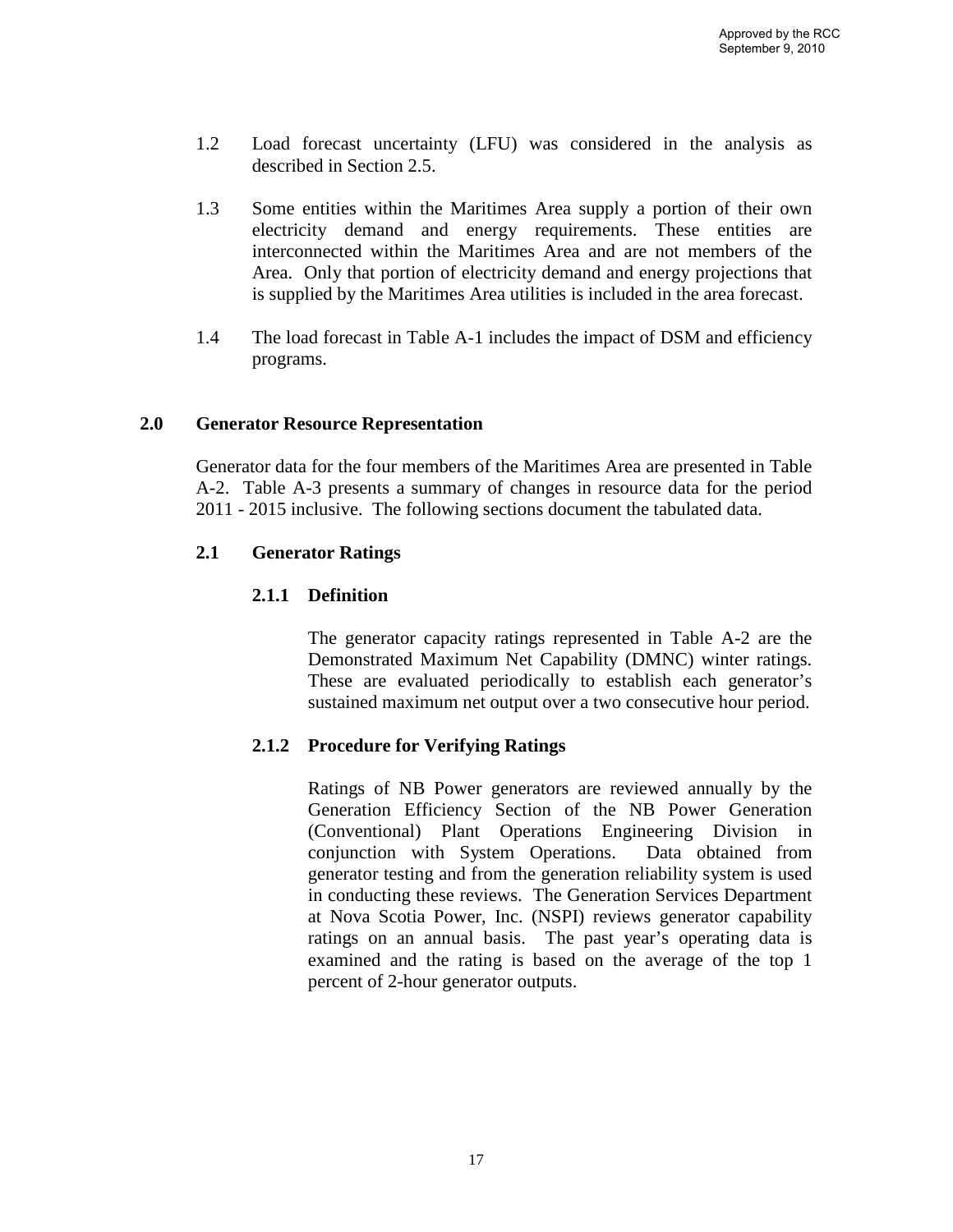1.2 Load forecast uncertainty (LFU) was considered in the analysis as described in Section 2.5.

1.3 Some entities within the Maritimes Area supply a portion of their own electricity demand and energy requirements. These entities are interconnected within the Maritimes Area and are not members of the Area. Only that portion of electricity demand and energy projections that is supplied by the Maritimes Area utilities is included in the area forecast.

1.4 The load forecast in Table A-1 includes the impact of DSM and efficiency programs.

## 2.0 Generator Resource Representation

Generator data for the four members of the Maritimes Area are presented in Table A-2. Table A-3 presents a summary of changes in resource data for the period 2011 - 2015 inclusive. The following sections document the tabulated data.

### 2.1 Generator Ratings

#### 2.1.1 Definition

The generator capacity ratings represented in Table A-2 are the Demonstrated Maximum Net Capability (DMNC) winter ratings. These are evaluated periodically to establish each generator's sustained maximum net output over a two consecutive hour period.

#### 2.1.2 Procedure for Verifying Ratings

Ratings of NB Power generators are reviewed annually by the Generation Efficiency Section of the NB Power Generation (Conventional) Plant Operations Engineering Division in conjunction with System Operations. Data obtained from generator testing and from the generation reliability system is used in conducting these reviews. The Generation Services Department at Nova Scotia Power, Inc. (NSPI) reviews generator capability ratings on an annual basis. The past year's operating data is examined and the rating is based on the average of the top 1 percent of 2-hour generator outputs.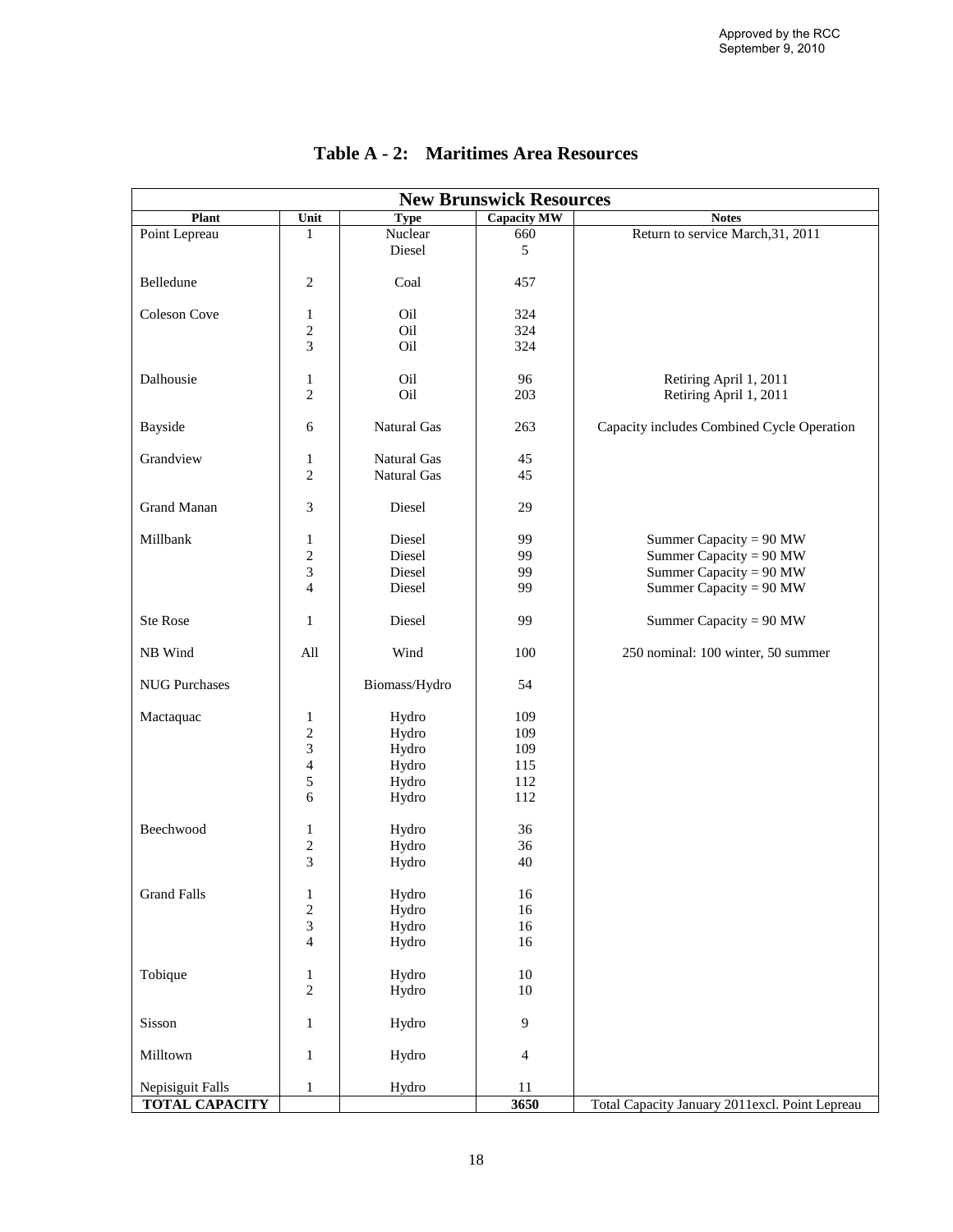Approved by the RCC
September 9, 2010

## Table A - 2: Maritimes Area Resources

| New Brunswick Resources | | | | |
|---|---|---|---|---|
| **Plant** | **Unit** | **Type** | **Capacity MW** | **Notes** |
| Point Lepreau | 1 | Nuclear | 660 | Return to service March,31, 2011 |
| | | Diesel | 5 | |
| Belledune | 2 | Coal | 457 | |
| Coleson Cove | 1 | Oil | 324 | |
| | 2 | Oil | 324 | |
| | 3 | Oil | 324 | |
| Dalhousie | 1 | Oil | 96 | Retiring April 1, 2011 |
| | 2 | Oil | 203 | Retiring April 1, 2011 |
| Bayside | 6 | Natural Gas | 263 | Capacity includes Combined Cycle Operation |
| Grandview | 1 | Natural Gas | 45 | |
| | 2 | Natural Gas | 45 | |
| Grand Manan | 3 | Diesel | 29 | |
| Millbank | 1 | Diesel | 99 | Summer Capacity = 90 MW |
| | 2 | Diesel | 99 | Summer Capacity = 90 MW |
| | 3 | Diesel | 99 | Summer Capacity = 90 MW |
| | 4 | Diesel | 99 | Summer Capacity = 90 MW |
| Ste Rose | 1 | Diesel | 99 | Summer Capacity = 90 MW |
| NB Wind | All | Wind | 100 | 250 nominal: 100 winter, 50 summer |
| NUG Purchases | | Biomass/Hydro | 54 | |
| Mactaquac | 1 | Hydro | 109 | |
| | 2 | Hydro | 109 | |
| | 3 | Hydro | 109 | |
| | 4 | Hydro | 115 | |
| | 5 | Hydro | 112 | |
| | 6 | Hydro | 112 | |
| Beechwood | 1 | Hydro | 36 | |
| | 2 | Hydro | 36 | |
| | 3 | Hydro | 40 | |
| Grand Falls | 1 | Hydro | 16 | |
| | 2 | Hydro | 16 | |
| | 3 | Hydro | 16 | |
| | 4 | Hydro | 16 | |
| Tobique | 1 | Hydro | 10 | |
| | 2 | Hydro | 10 | |
| Sisson | 1 | Hydro | 9 | |
| Milltown | 1 | Hydro | 4 | |
| Nepisiguit Falls | 1 | Hydro | 11 | |
| **TOTAL CAPACITY** | | | **3650** | Total Capacity January 2011excl. Point Lepreau |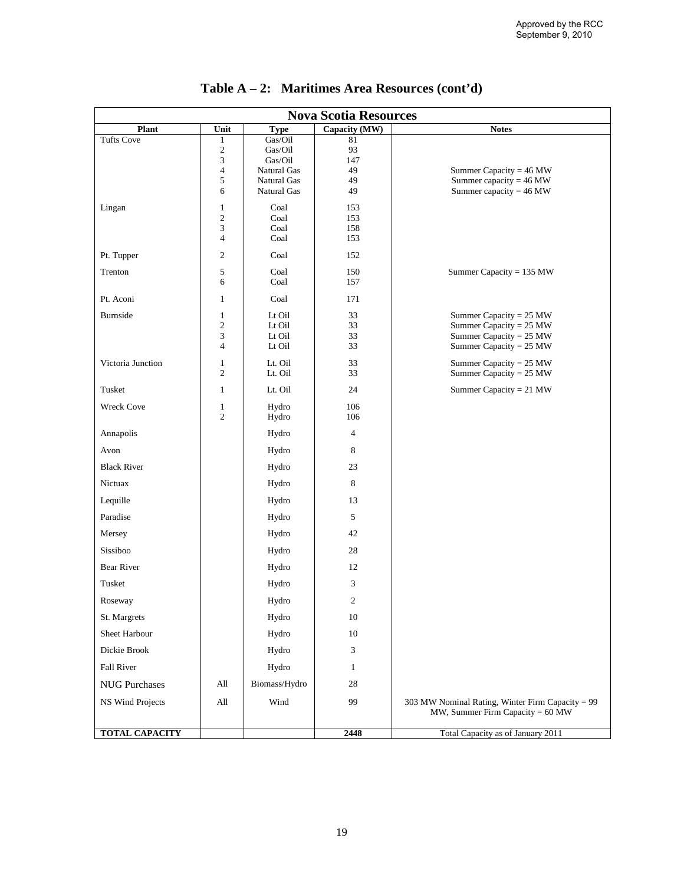Approved by the RCC
September 9, 2010

# Table A – 2: Maritimes Area Resources (cont'd)

| Nova Scotia Resources | | | | |
|---|---|---|---|---|
| **Plant** | **Unit** | **Type** | **Capacity (MW)** | **Notes** |
| Tufts Cove | 1 | Gas/Oil | 81 | |
| | 2 | Gas/Oil | 93 | |
| | 3 | Gas/Oil | 147 | |
| | 4 | Natural Gas | 49 | Summer Capacity = 46 MW |
| | 5 | Natural Gas | 49 | Summer capacity = 46 MW |
| | 6 | Natural Gas | 49 | Summer capacity = 46 MW |
| Lingan | 1 | Coal | 153 | |
| | 2 | Coal | 153 | |
| | 3 | Coal | 158 | |
| | 4 | Coal | 153 | |
| Pt. Tupper | 2 | Coal | 152 | |
| Trenton | 5 | Coal | 150 | Summer Capacity = 135 MW |
| | 6 | Coal | 157 | |
| Pt. Aconi | 1 | Coal | 171 | |
| Burnside | 1 | Lt Oil | 33 | Summer Capacity = 25 MW |
| | 2 | Lt Oil | 33 | Summer Capacity = 25 MW |
| | 3 | Lt Oil | 33 | Summer Capacity = 25 MW |
| | 4 | Lt Oil | 33 | Summer Capacity = 25 MW |
| Victoria Junction | 1 | Lt. Oil | 33 | Summer Capacity = 25 MW |
| | 2 | Lt. Oil | 33 | Summer Capacity = 25 MW |
| Tusket | 1 | Lt. Oil | 24 | Summer Capacity = 21 MW |
| Wreck Cove | 1 | Hydro | 106 | |
| | 2 | Hydro | 106 | |
| Annapolis | | Hydro | 4 | |
| Avon | | Hydro | 8 | |
| Black River | | Hydro | 23 | |
| Nictuax | | Hydro | 8 | |
| Lequille | | Hydro | 13 | |
| Paradise | | Hydro | 5 | |
| Mersey | | Hydro | 42 | |
| Sissiboo | | Hydro | 28 | |
| Bear River | | Hydro | 12 | |
| Tusket | | Hydro | 3 | |
| Roseway | | Hydro | 2 | |
| St. Margrets | | Hydro | 10 | |
| Sheet Harbour | | Hydro | 10 | |
| Dickie Brook | | Hydro | 3 | |
| Fall River | | Hydro | 1 | |
| NUG Purchases | All | Biomass/Hydro | 28 | |
| NS Wind Projects | All | Wind | 99 | 303 MW Nominal Rating, Winter Firm Capacity = 99 MW, Summer Firm Capacity = 60 MW |
| **TOTAL CAPACITY** | | | **2448** | Total Capacity as of January 2011 |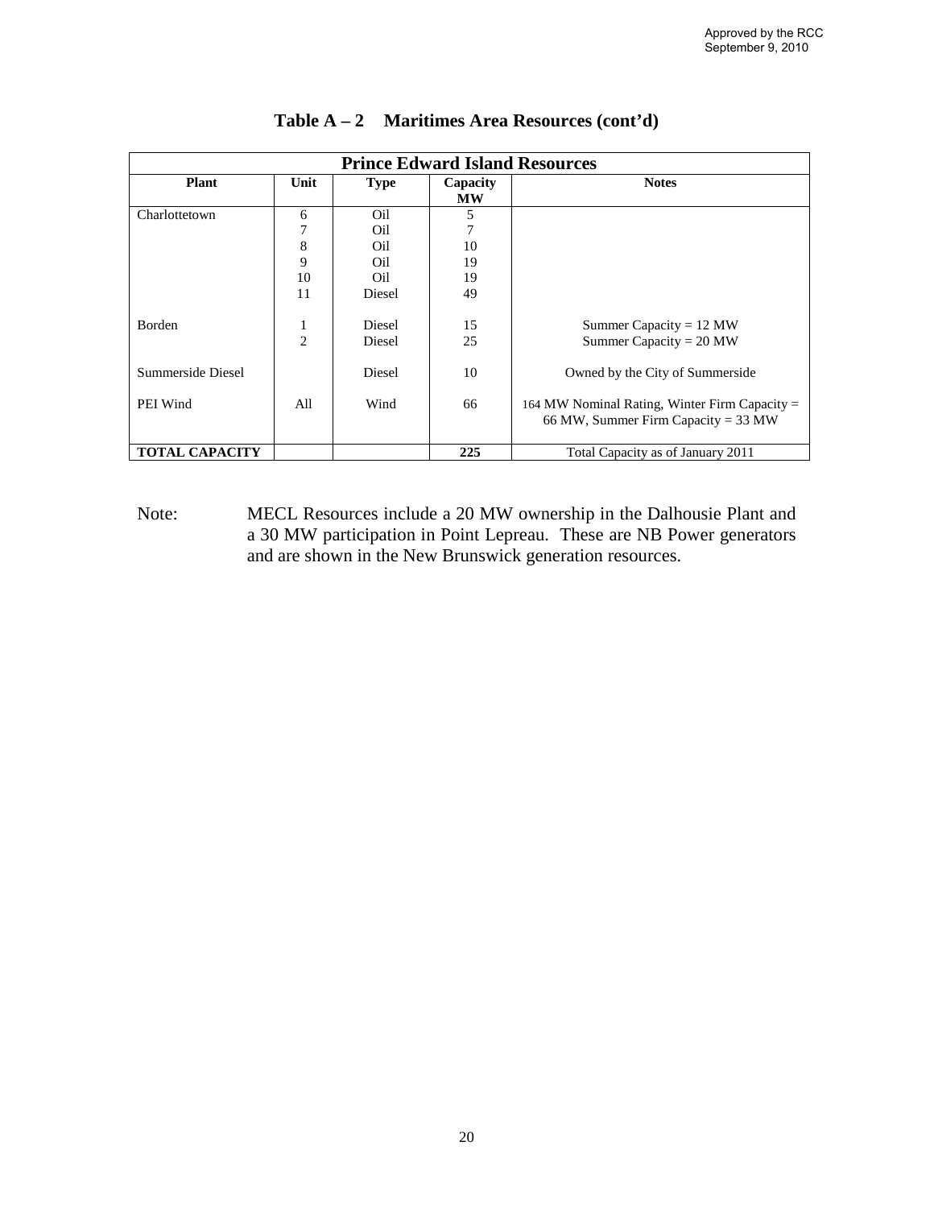Approved by the RCC
September 9, 2010

## Table A – 2 Maritimes Area Resources (cont'd)

| Prince Edward Island Resources | | | | |
|---|---|---|---|---|
| **Plant** | **Unit** | **Type** | **Capacity MW** | **Notes** |
| Charlottetown | 6 | Oil | 5 | |
| | 7 | Oil | 7 | |
| | 8 | Oil | 10 | |
| | 9 | Oil | 19 | |
| | 10 | Oil | 19 | |
| | 11 | Diesel | 49 | |
| Borden | 1 | Diesel | 15 | Summer Capacity = 12 MW |
| | 2 | Diesel | 25 | Summer Capacity = 20 MW |
| Summerside Diesel | | Diesel | 10 | Owned by the City of Summerside |
| PEI Wind | All | Wind | 66 | 164 MW Nominal Rating, Winter Firm Capacity = 66 MW, Summer Firm Capacity = 33 MW |
| **TOTAL CAPACITY** | | | **225** | Total Capacity as of January 2011 |

Note: MECL Resources include a 20 MW ownership in the Dalhousie Plant and a 30 MW participation in Point Lepreau. These are NB Power generators and are shown in the New Brunswick generation resources.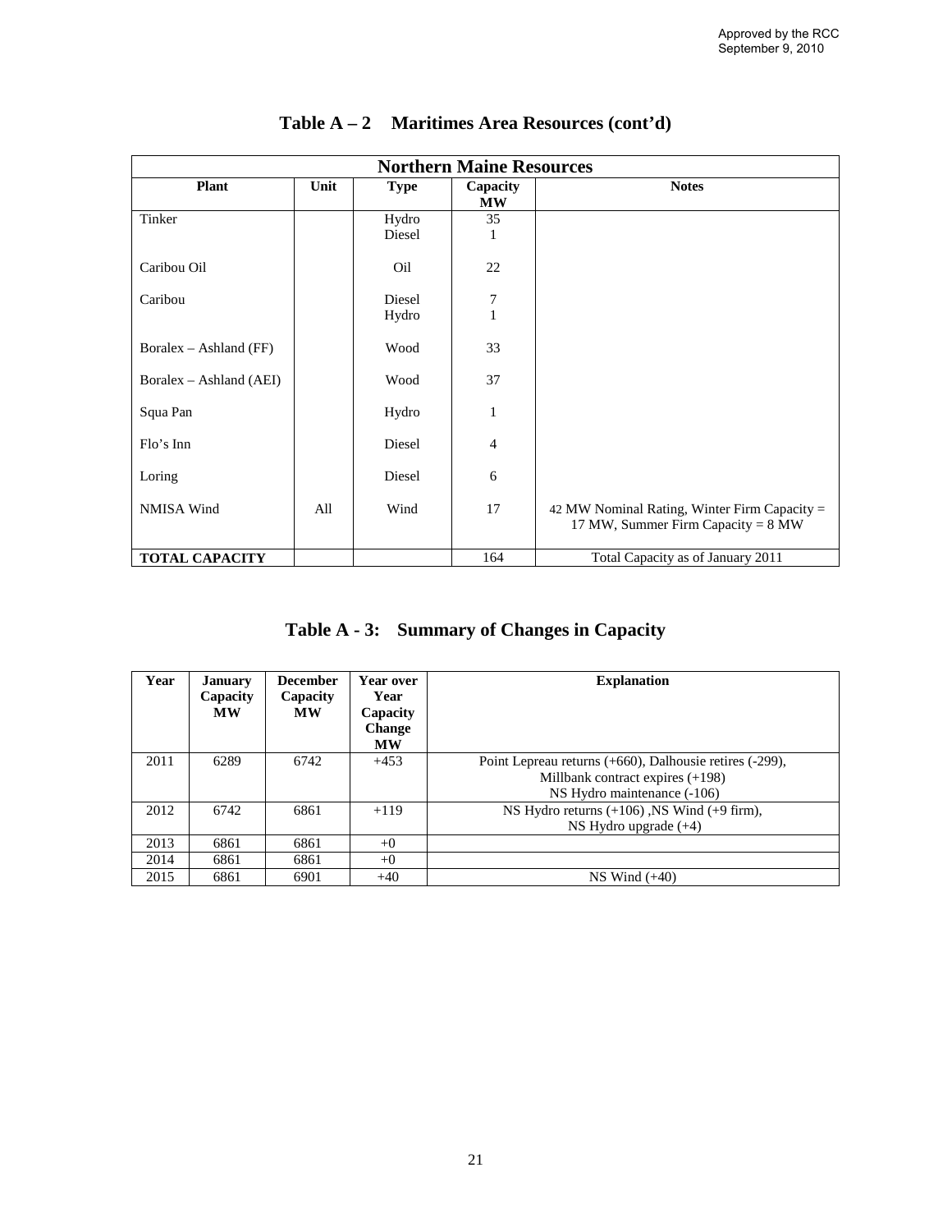Approved by the RCC
September 9, 2010

## Table A – 2 Maritimes Area Resources (cont'd)

| Northern Maine Resources | | | | |
|---|---|---|---|---|
| **Plant** | **Unit** | **Type** | **Capacity MW** | **Notes** |
| Tinker | | Hydro<br>Diesel | 35<br>1 | |
| Caribou Oil | | Oil | 22 | |
| Caribou | | Diesel<br>Hydro | 7<br>1 | |
| Boralex – Ashland (FF) | | Wood | 33 | |
| Boralex – Ashland (AEI) | | Wood | 37 | |
| Squa Pan | | Hydro | 1 | |
| Flo's Inn | | Diesel | 4 | |
| Loring | | Diesel | 6 | |
| NMISA Wind | All | Wind | 17 | 42 MW Nominal Rating, Winter Firm Capacity = 17 MW, Summer Firm Capacity = 8 MW |
| **TOTAL CAPACITY** | | | 164 | Total Capacity as of January 2011 |

## Table A - 3: Summary of Changes in Capacity

| Year | January Capacity MW | December Capacity MW | Year over Year Capacity Change MW | Explanation |
|---|---|---|---|---|
| 2011 | 6289 | 6742 | +453 | Point Lepreau returns (+660), Dalhousie retires (-299), Millbank contract expires (+198) NS Hydro maintenance (-106) |
| 2012 | 6742 | 6861 | +119 | NS Hydro returns (+106) ,NS Wind (+9 firm), NS Hydro upgrade (+4) |
| 2013 | 6861 | 6861 | +0 | |
| 2014 | 6861 | 6861 | +0 | |
| 2015 | 6861 | 6901 | +40 | NS Wind (+40) |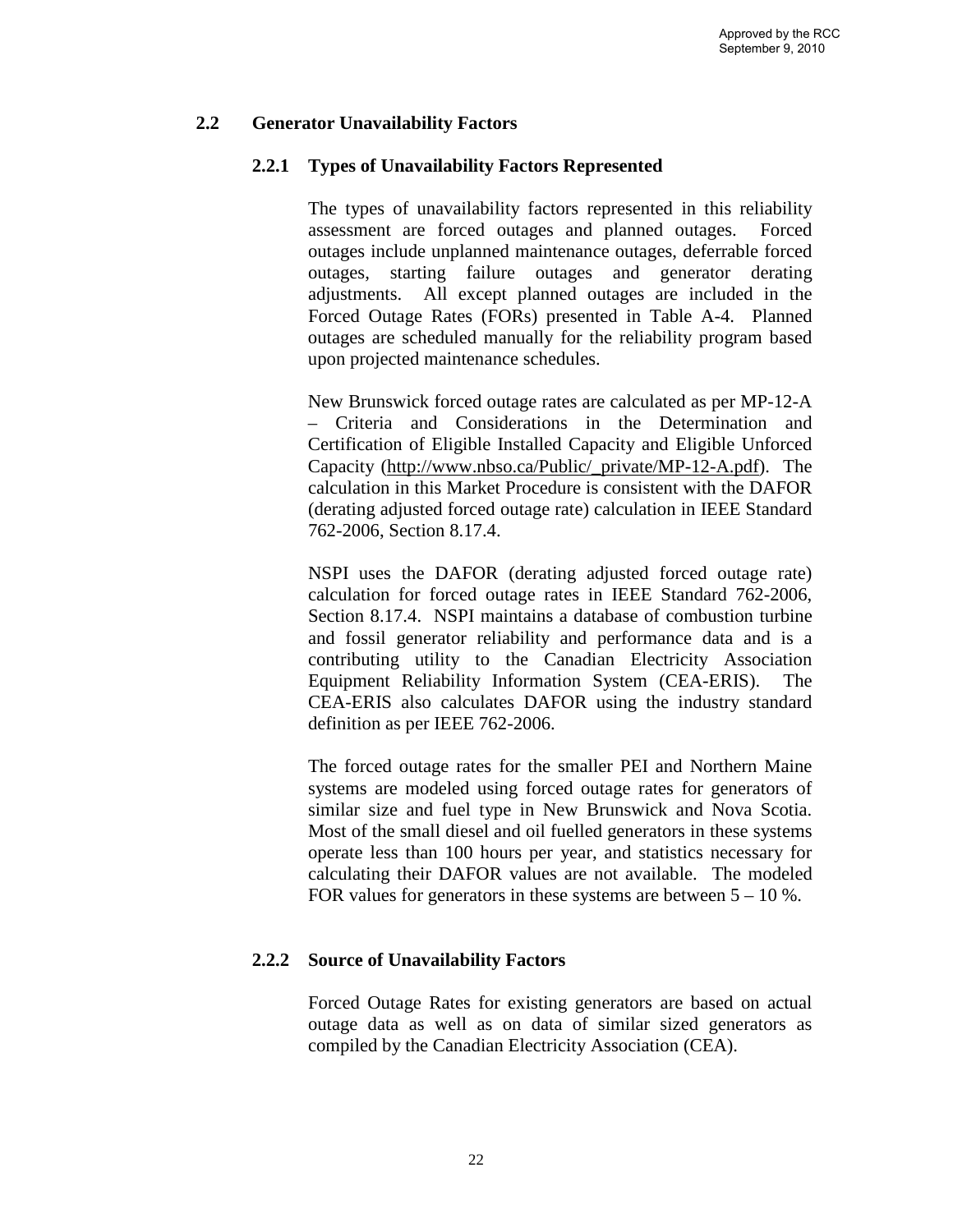## 2.2 Generator Unavailability Factors

### 2.2.1 Types of Unavailability Factors Represented

The types of unavailability factors represented in this reliability assessment are forced outages and planned outages. Forced outages include unplanned maintenance outages, deferrable forced outages, starting failure outages and generator derating adjustments. All except planned outages are included in the Forced Outage Rates (FORs) presented in Table A-4. Planned outages are scheduled manually for the reliability program based upon projected maintenance schedules.

New Brunswick forced outage rates are calculated as per MP-12-A – Criteria and Considerations in the Determination and Certification of Eligible Installed Capacity and Eligible Unforced Capacity (http://www.nbso.ca/Public/_private/MP-12-A.pdf). The calculation in this Market Procedure is consistent with the DAFOR (derating adjusted forced outage rate) calculation in IEEE Standard 762-2006, Section 8.17.4.

NSPI uses the DAFOR (derating adjusted forced outage rate) calculation for forced outage rates in IEEE Standard 762-2006, Section 8.17.4. NSPI maintains a database of combustion turbine and fossil generator reliability and performance data and is a contributing utility to the Canadian Electricity Association Equipment Reliability Information System (CEA-ERIS). The CEA-ERIS also calculates DAFOR using the industry standard definition as per IEEE 762-2006.

The forced outage rates for the smaller PEI and Northern Maine systems are modeled using forced outage rates for generators of similar size and fuel type in New Brunswick and Nova Scotia. Most of the small diesel and oil fuelled generators in these systems operate less than 100 hours per year, and statistics necessary for calculating their DAFOR values are not available. The modeled FOR values for generators in these systems are between 5 – 10 %.

### 2.2.2 Source of Unavailability Factors

Forced Outage Rates for existing generators are based on actual outage data as well as on data of similar sized generators as compiled by the Canadian Electricity Association (CEA).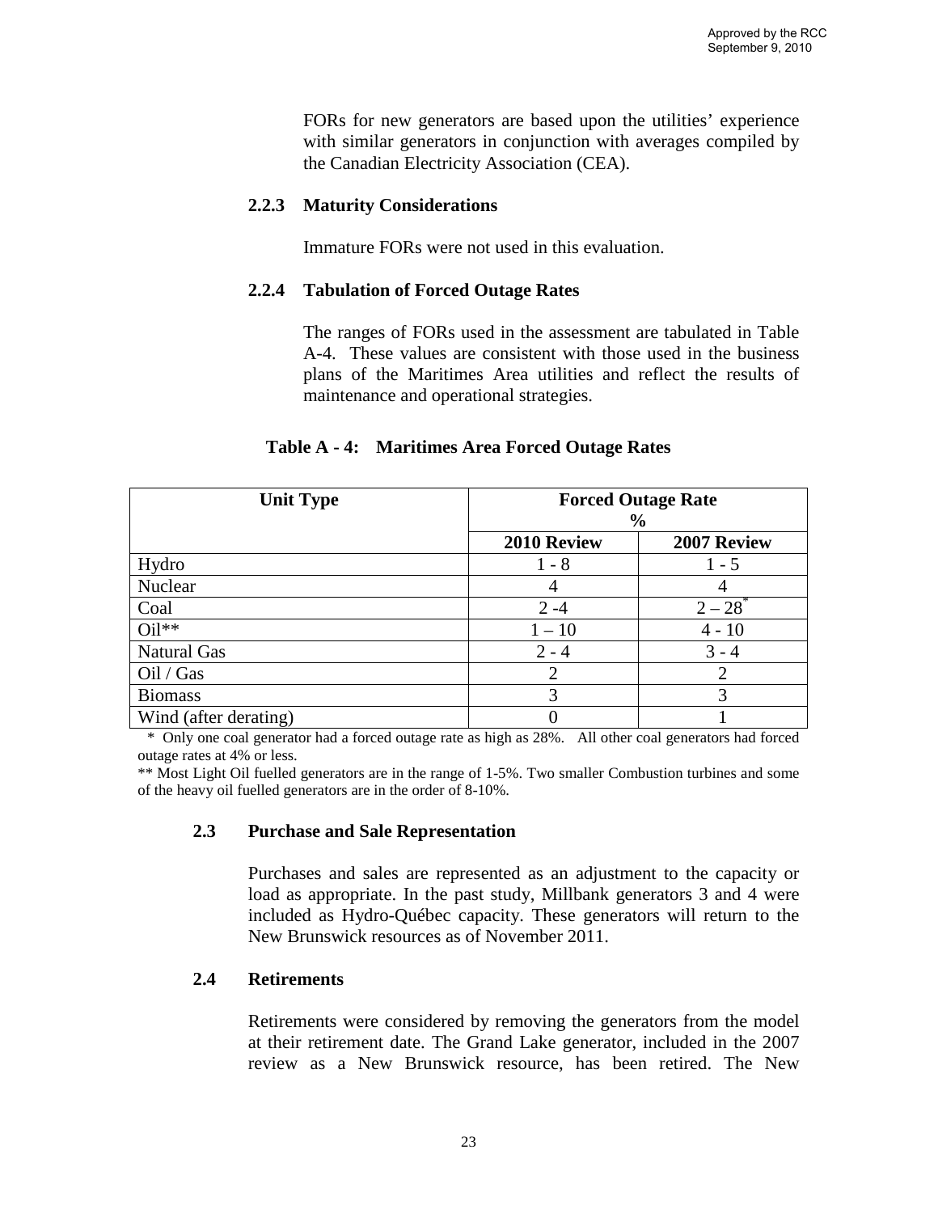FORs for new generators are based upon the utilities' experience with similar generators in conjunction with averages compiled by the Canadian Electricity Association (CEA).

### 2.2.3 Maturity Considerations

Immature FORs were not used in this evaluation.

### 2.2.4 Tabulation of Forced Outage Rates

The ranges of FORs used in the assessment are tabulated in Table A-4. These values are consistent with those used in the business plans of the Maritimes Area utilities and reflect the results of maintenance and operational strategies.

**Table A - 4: Maritimes Area Forced Outage Rates**

| Unit Type | Forced Outage Rate % | |
|---|---|---|
| | 2010 Review | 2007 Review |
| Hydro | 1 - 8 | 1 - 5 |
| Nuclear | 4 | 4 |
| Coal | 2 -4 | 2 – 28* |
| Oil** | 1 – 10 | 4 - 10 |
| Natural Gas | 2 - 4 | 3 - 4 |
| Oil / Gas | 2 | 2 |
| Biomass | 3 | 3 |
| Wind (after derating) | 0 | 1 |

\* Only one coal generator had a forced outage rate as high as 28%. All other coal generators had forced outage rates at 4% or less.

** Most Light Oil fuelled generators are in the range of 1-5%. Two smaller Combustion turbines and some of the heavy oil fuelled generators are in the order of 8-10%.

## 2.3 Purchase and Sale Representation

Purchases and sales are represented as an adjustment to the capacity or load as appropriate. In the past study, Millbank generators 3 and 4 were included as Hydro-Québec capacity. These generators will return to the New Brunswick resources as of November 2011.

## 2.4 Retirements

Retirements were considered by removing the generators from the model at their retirement date. The Grand Lake generator, included in the 2007 review as a New Brunswick resource, has been retired. The New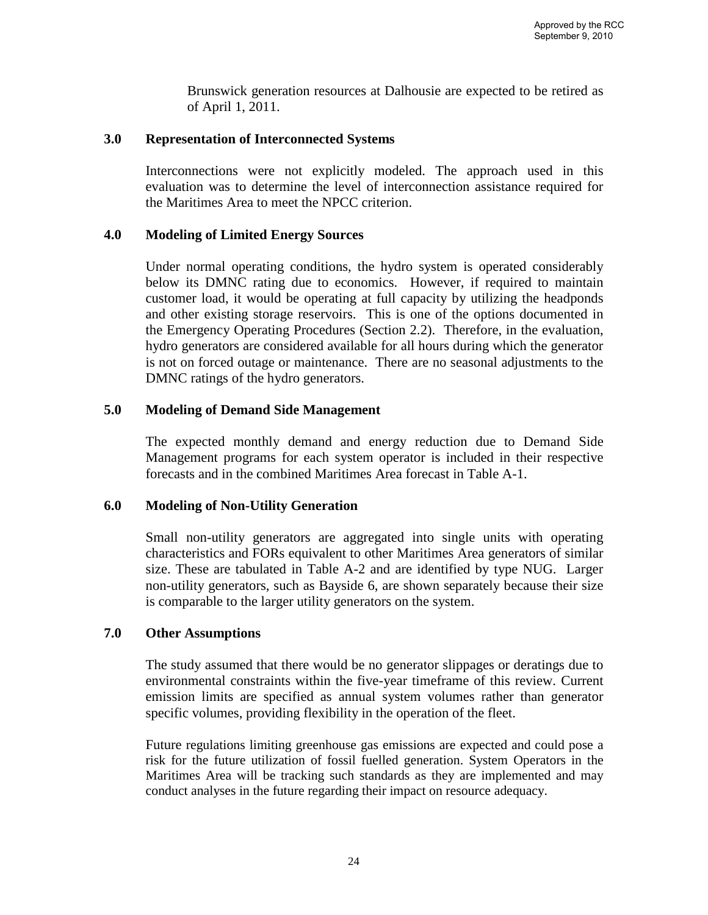Brunswick generation resources at Dalhousie are expected to be retired as of April 1, 2011.

## 3.0 Representation of Interconnected Systems

Interconnections were not explicitly modeled. The approach used in this evaluation was to determine the level of interconnection assistance required for the Maritimes Area to meet the NPCC criterion.

## 4.0 Modeling of Limited Energy Sources

Under normal operating conditions, the hydro system is operated considerably below its DMNC rating due to economics. However, if required to maintain customer load, it would be operating at full capacity by utilizing the headponds and other existing storage reservoirs. This is one of the options documented in the Emergency Operating Procedures (Section 2.2). Therefore, in the evaluation, hydro generators are considered available for all hours during which the generator is not on forced outage or maintenance. There are no seasonal adjustments to the DMNC ratings of the hydro generators.

## 5.0 Modeling of Demand Side Management

The expected monthly demand and energy reduction due to Demand Side Management programs for each system operator is included in their respective forecasts and in the combined Maritimes Area forecast in Table A-1.

## 6.0 Modeling of Non-Utility Generation

Small non-utility generators are aggregated into single units with operating characteristics and FORs equivalent to other Maritimes Area generators of similar size. These are tabulated in Table A-2 and are identified by type NUG. Larger non-utility generators, such as Bayside 6, are shown separately because their size is comparable to the larger utility generators on the system.

## 7.0 Other Assumptions

The study assumed that there would be no generator slippages or deratings due to environmental constraints within the five-year timeframe of this review. Current emission limits are specified as annual system volumes rather than generator specific volumes, providing flexibility in the operation of the fleet.

Future regulations limiting greenhouse gas emissions are expected and could pose a risk for the future utilization of fossil fuelled generation. System Operators in the Maritimes Area will be tracking such standards as they are implemented and may conduct analyses in the future regarding their impact on resource adequacy.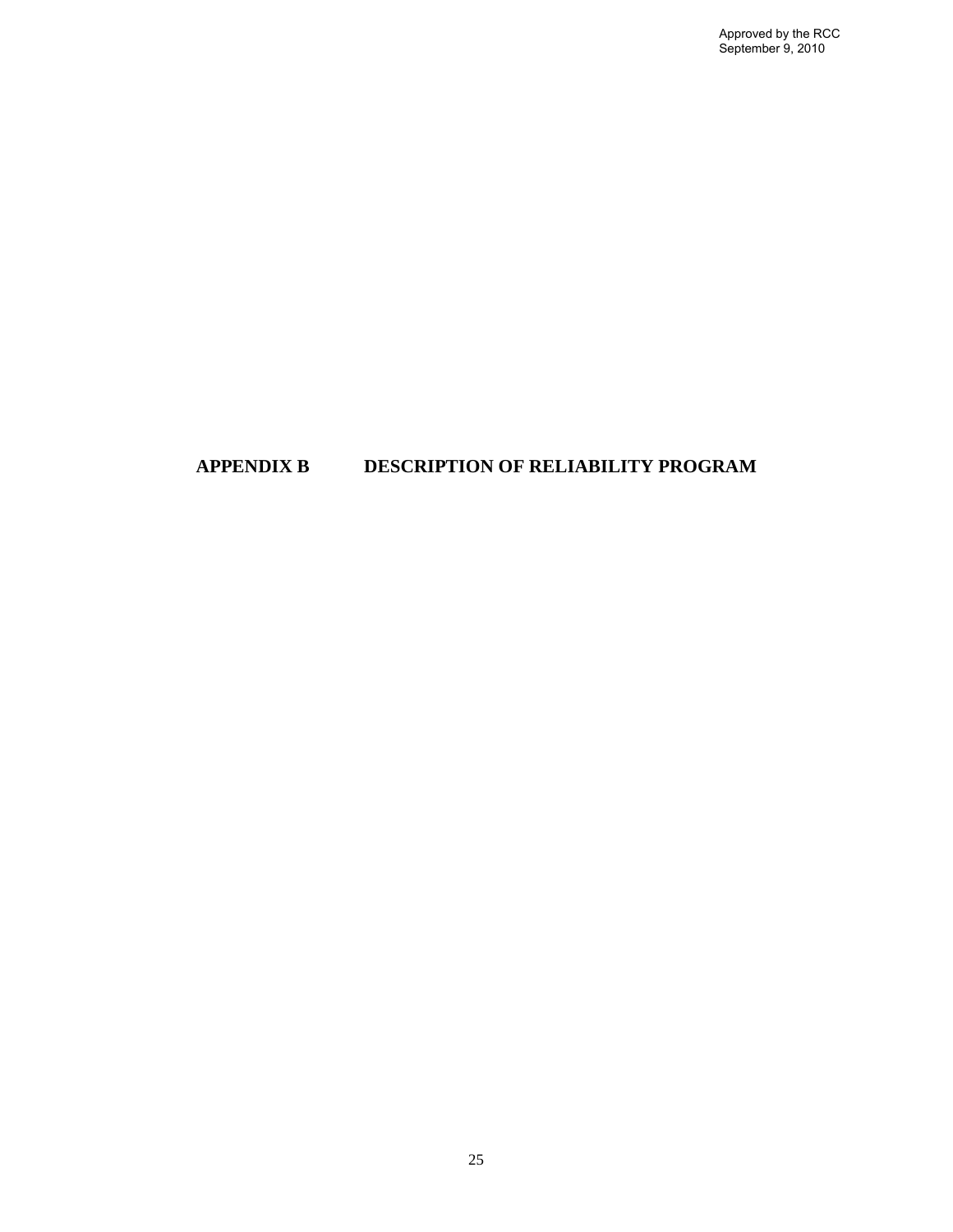# APPENDIX B DESCRIPTION OF RELIABILITY PROGRAM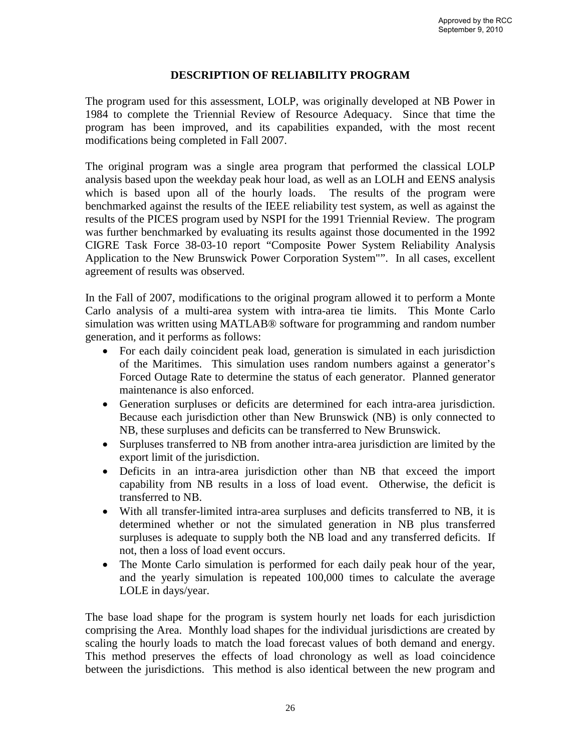Approved by the RCC
September 9, 2010

## DESCRIPTION OF RELIABILITY PROGRAM

The program used for this assessment, LOLP, was originally developed at NB Power in 1984 to complete the Triennial Review of Resource Adequacy. Since that time the program has been improved, and its capabilities expanded, with the most recent modifications being completed in Fall 2007.

The original program was a single area program that performed the classical LOLP analysis based upon the weekday peak hour load, as well as an LOLH and EENS analysis which is based upon all of the hourly loads. The results of the program were benchmarked against the results of the IEEE reliability test system, as well as against the results of the PICES program used by NSPI for the 1991 Triennial Review. The program was further benchmarked by evaluating its results against those documented in the 1992 CIGRE Task Force 38-03-10 report "Composite Power System Reliability Analysis Application to the New Brunswick Power Corporation System"". In all cases, excellent agreement of results was observed.

In the Fall of 2007, modifications to the original program allowed it to perform a Monte Carlo analysis of a multi-area system with intra-area tie limits. This Monte Carlo simulation was written using MATLAB® software for programming and random number generation, and it performs as follows:

- For each daily coincident peak load, generation is simulated in each jurisdiction of the Maritimes. This simulation uses random numbers against a generator's Forced Outage Rate to determine the status of each generator. Planned generator maintenance is also enforced.
- Generation surpluses or deficits are determined for each intra-area jurisdiction. Because each jurisdiction other than New Brunswick (NB) is only connected to NB, these surpluses and deficits can be transferred to New Brunswick.
- Surpluses transferred to NB from another intra-area jurisdiction are limited by the export limit of the jurisdiction.
- Deficits in an intra-area jurisdiction other than NB that exceed the import capability from NB results in a loss of load event. Otherwise, the deficit is transferred to NB.
- With all transfer-limited intra-area surpluses and deficits transferred to NB, it is determined whether or not the simulated generation in NB plus transferred surpluses is adequate to supply both the NB load and any transferred deficits. If not, then a loss of load event occurs.
- The Monte Carlo simulation is performed for each daily peak hour of the year, and the yearly simulation is repeated 100,000 times to calculate the average LOLE in days/year.

The base load shape for the program is system hourly net loads for each jurisdiction comprising the Area. Monthly load shapes for the individual jurisdictions are created by scaling the hourly loads to match the load forecast values of both demand and energy. This method preserves the effects of load chronology as well as load coincidence between the jurisdictions. This method is also identical between the new program and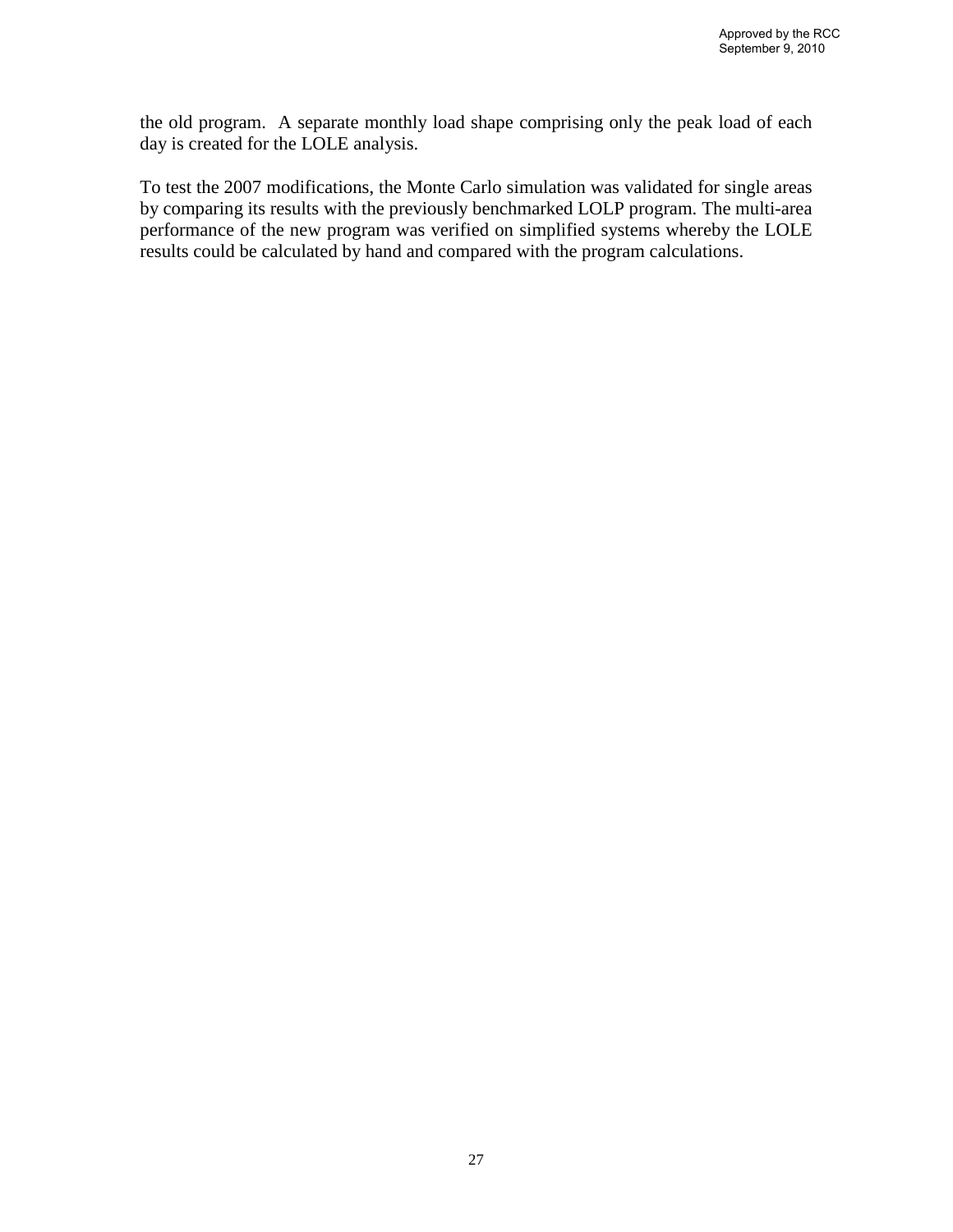the old program. A separate monthly load shape comprising only the peak load of each day is created for the LOLE analysis.

To test the 2007 modifications, the Monte Carlo simulation was validated for single areas by comparing its results with the previously benchmarked LOLP program. The multi-area performance of the new program was verified on simplified systems whereby the LOLE results could be calculated by hand and compared with the program calculations.